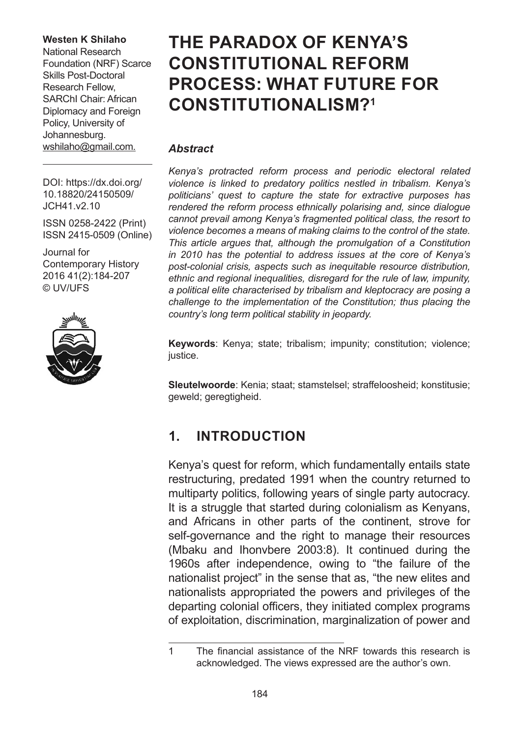**Westen K Shilaho**
National Research Foundation (NRF) Scarce Skills Post-Doctoral Research Fellow, SARChI Chair: African Diplomacy and Foreign Policy, University of Johannesburg.
wshilaho@gmail.com.

DOI: https://dx.doi.org/10.18820/24150509/JCH41.v2.10

ISSN 0258-2422 (Print)
ISSN 2415-0509 (Online)

Journal for Contemporary History 2016 41(2):184-207
© UV/UFS

# THE PARADOX OF KENYA'S CONSTITUTIONAL REFORM PROCESS: WHAT FUTURE FOR CONSTITUTIONALISM?[1]

### *Abstract*

*Kenya's protracted reform process and periodic electoral related violence is linked to predatory politics nestled in tribalism. Kenya's politicians' quest to capture the state for extractive purposes has rendered the reform process ethnically polarising and, since dialogue cannot prevail among Kenya's fragmented political class, the resort to violence becomes a means of making claims to the control of the state. This article argues that, although the promulgation of a Constitution in 2010 has the potential to address issues at the core of Kenya's post-colonial crisis, aspects such as inequitable resource distribution, ethnic and regional inequalities, disregard for the rule of law, impunity, a political elite characterised by tribalism and kleptocracy are posing a challenge to the implementation of the Constitution; thus placing the country's long term political stability in jeopardy.*

**Keywords**: Kenya; state; tribalism; impunity; constitution; violence; justice.

**Sleutelwoorde**: Kenia; staat; stamstelsel; straffeloosheid; konstitusie; geweld; geregtigheid.

## 1. INTRODUCTION

Kenya's quest for reform, which fundamentally entails state restructuring, predated 1991 when the country returned to multiparty politics, following years of single party autocracy. It is a struggle that started during colonialism as Kenyans, and Africans in other parts of the continent, strove for self-governance and the right to manage their resources (Mbaku and Ihonvbere 2003:8). It continued during the 1960s after independence, owing to "the failure of the nationalist project" in the sense that as, "the new elites and nationalists appropriated the powers and privileges of the departing colonial officers, they initiated complex programs of exploitation, discrimination, marginalization of power and

---

1 The financial assistance of the NRF towards this research is acknowledged. The views expressed are the author's own.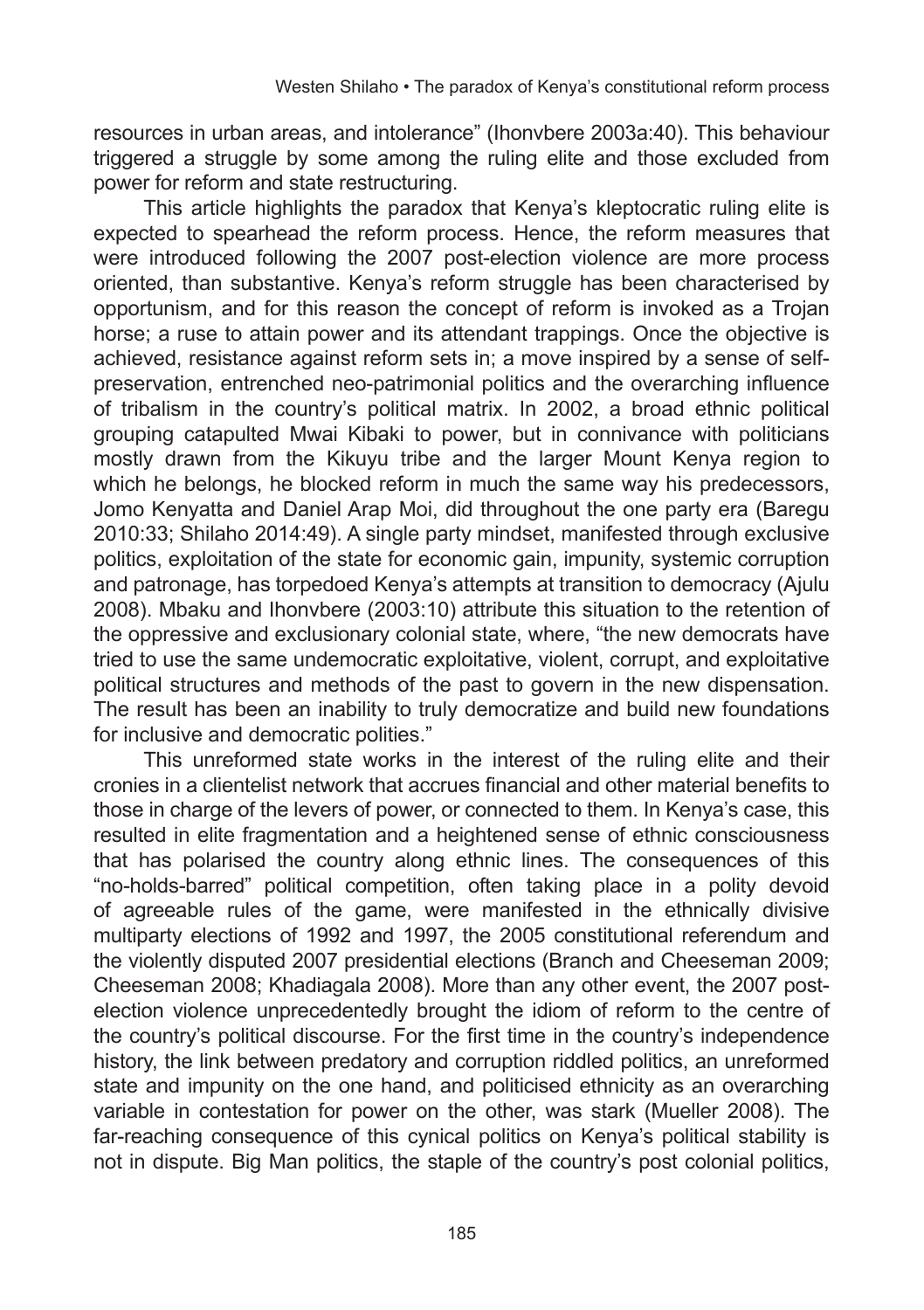resources in urban areas, and intolerance" (Ihonvbere 2003a:40). This behaviour triggered a struggle by some among the ruling elite and those excluded from power for reform and state restructuring.

This article highlights the paradox that Kenya's kleptocratic ruling elite is expected to spearhead the reform process. Hence, the reform measures that were introduced following the 2007 post-election violence are more process oriented, than substantive. Kenya's reform struggle has been characterised by opportunism, and for this reason the concept of reform is invoked as a Trojan horse; a ruse to attain power and its attendant trappings. Once the objective is achieved, resistance against reform sets in; a move inspired by a sense of self-preservation, entrenched neo-patrimonial politics and the overarching influence of tribalism in the country's political matrix. In 2002, a broad ethnic political grouping catapulted Mwai Kibaki to power, but in connivance with politicians mostly drawn from the Kikuyu tribe and the larger Mount Kenya region to which he belongs, he blocked reform in much the same way his predecessors, Jomo Kenyatta and Daniel Arap Moi, did throughout the one party era (Baregu 2010:33; Shilaho 2014:49). A single party mindset, manifested through exclusive politics, exploitation of the state for economic gain, impunity, systemic corruption and patronage, has torpedoed Kenya's attempts at transition to democracy (Ajulu 2008). Mbaku and Ihonvbere (2003:10) attribute this situation to the retention of the oppressive and exclusionary colonial state, where, "the new democrats have tried to use the same undemocratic exploitative, violent, corrupt, and exploitative political structures and methods of the past to govern in the new dispensation. The result has been an inability to truly democratize and build new foundations for inclusive and democratic polities."

This unreformed state works in the interest of the ruling elite and their cronies in a clientelist network that accrues financial and other material benefits to those in charge of the levers of power, or connected to them. In Kenya's case, this resulted in elite fragmentation and a heightened sense of ethnic consciousness that has polarised the country along ethnic lines. The consequences of this "no-holds-barred" political competition, often taking place in a polity devoid of agreeable rules of the game, were manifested in the ethnically divisive multiparty elections of 1992 and 1997, the 2005 constitutional referendum and the violently disputed 2007 presidential elections (Branch and Cheeseman 2009; Cheeseman 2008; Khadiagala 2008). More than any other event, the 2007 post-election violence unprecedentedly brought the idiom of reform to the centre of the country's political discourse. For the first time in the country's independence history, the link between predatory and corruption riddled politics, an unreformed state and impunity on the one hand, and politicised ethnicity as an overarching variable in contestation for power on the other, was stark (Mueller 2008). The far-reaching consequence of this cynical politics on Kenya's political stability is not in dispute. Big Man politics, the staple of the country's post colonial politics,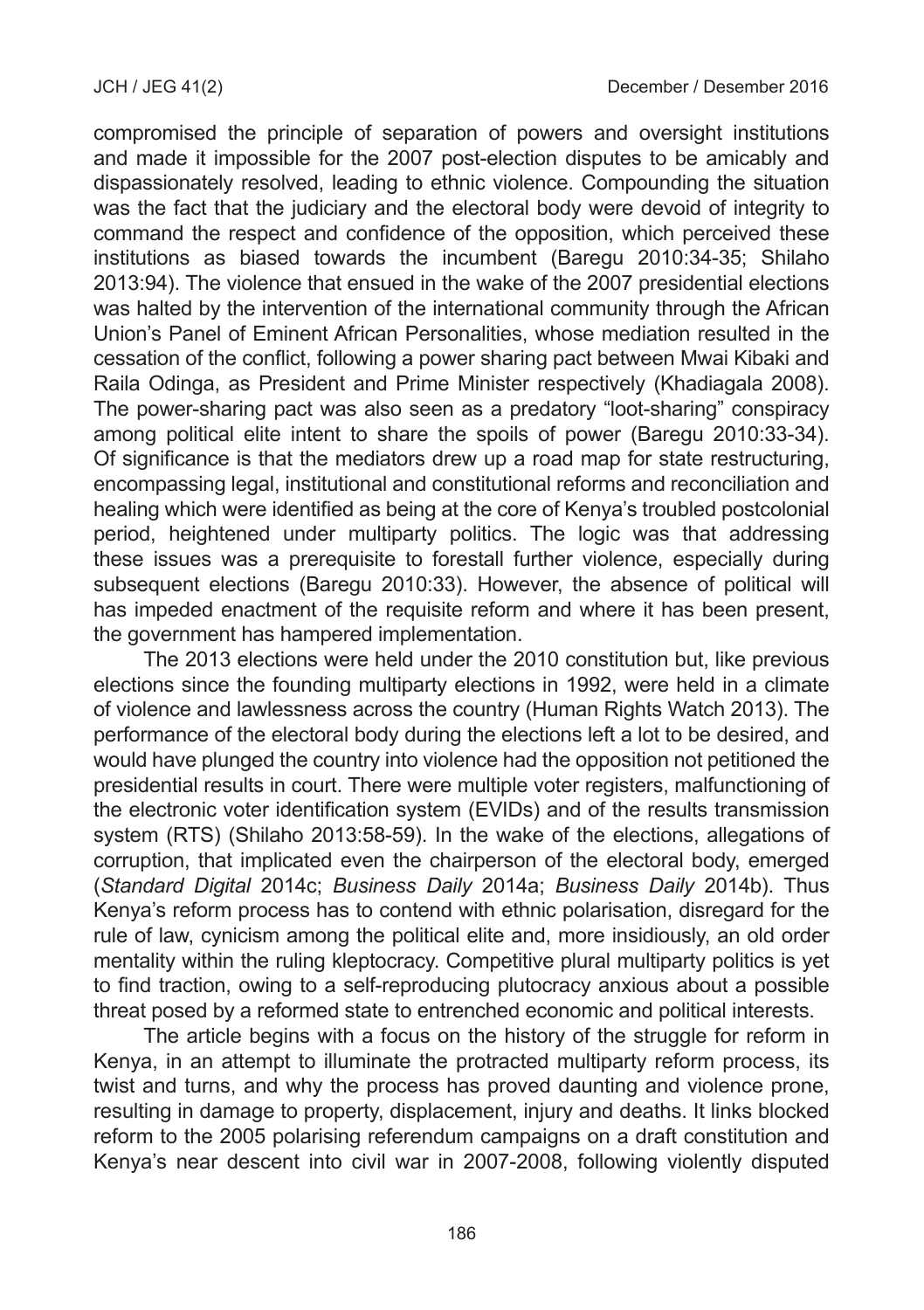compromised the principle of separation of powers and oversight institutions and made it impossible for the 2007 post-election disputes to be amicably and dispassionately resolved, leading to ethnic violence. Compounding the situation was the fact that the judiciary and the electoral body were devoid of integrity to command the respect and confidence of the opposition, which perceived these institutions as biased towards the incumbent (Baregu 2010:34-35; Shilaho 2013:94). The violence that ensued in the wake of the 2007 presidential elections was halted by the intervention of the international community through the African Union's Panel of Eminent African Personalities, whose mediation resulted in the cessation of the conflict, following a power sharing pact between Mwai Kibaki and Raila Odinga, as President and Prime Minister respectively (Khadiagala 2008). The power-sharing pact was also seen as a predatory "loot-sharing" conspiracy among political elite intent to share the spoils of power (Baregu 2010:33-34). Of significance is that the mediators drew up a road map for state restructuring, encompassing legal, institutional and constitutional reforms and reconciliation and healing which were identified as being at the core of Kenya's troubled postcolonial period, heightened under multiparty politics. The logic was that addressing these issues was a prerequisite to forestall further violence, especially during subsequent elections (Baregu 2010:33). However, the absence of political will has impeded enactment of the requisite reform and where it has been present, the government has hampered implementation.

The 2013 elections were held under the 2010 constitution but, like previous elections since the founding multiparty elections in 1992, were held in a climate of violence and lawlessness across the country (Human Rights Watch 2013). The performance of the electoral body during the elections left a lot to be desired, and would have plunged the country into violence had the opposition not petitioned the presidential results in court. There were multiple voter registers, malfunctioning of the electronic voter identification system (EVIDs) and of the results transmission system (RTS) (Shilaho 2013:58-59). In the wake of the elections, allegations of corruption, that implicated even the chairperson of the electoral body, emerged (*Standard Digital* 2014c; *Business Daily* 2014a; *Business Daily* 2014b). Thus Kenya's reform process has to contend with ethnic polarisation, disregard for the rule of law, cynicism among the political elite and, more insidiously, an old order mentality within the ruling kleptocracy. Competitive plural multiparty politics is yet to find traction, owing to a self-reproducing plutocracy anxious about a possible threat posed by a reformed state to entrenched economic and political interests.

The article begins with a focus on the history of the struggle for reform in Kenya, in an attempt to illuminate the protracted multiparty reform process, its twist and turns, and why the process has proved daunting and violence prone, resulting in damage to property, displacement, injury and deaths. It links blocked reform to the 2005 polarising referendum campaigns on a draft constitution and Kenya's near descent into civil war in 2007-2008, following violently disputed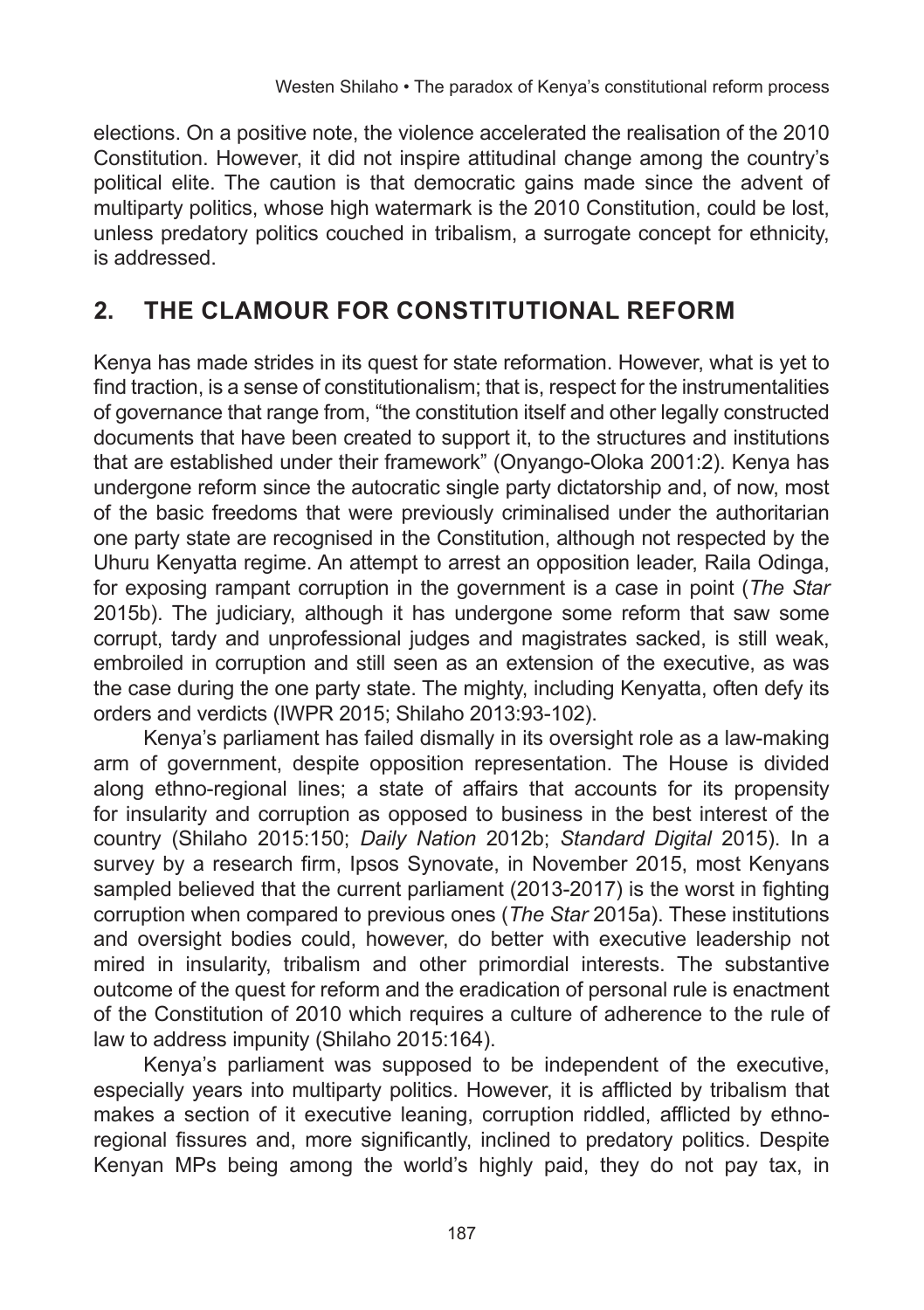elections. On a positive note, the violence accelerated the realisation of the 2010 Constitution. However, it did not inspire attitudinal change among the country's political elite. The caution is that democratic gains made since the advent of multiparty politics, whose high watermark is the 2010 Constitution, could be lost, unless predatory politics couched in tribalism, a surrogate concept for ethnicity, is addressed.

## 2. THE CLAMOUR FOR CONSTITUTIONAL REFORM

Kenya has made strides in its quest for state reformation. However, what is yet to find traction, is a sense of constitutionalism; that is, respect for the instrumentalities of governance that range from, "the constitution itself and other legally constructed documents that have been created to support it, to the structures and institutions that are established under their framework" (Onyango-Oloka 2001:2). Kenya has undergone reform since the autocratic single party dictatorship and, of now, most of the basic freedoms that were previously criminalised under the authoritarian one party state are recognised in the Constitution, although not respected by the Uhuru Kenyatta regime. An attempt to arrest an opposition leader, Raila Odinga, for exposing rampant corruption in the government is a case in point (*The Star* 2015b). The judiciary, although it has undergone some reform that saw some corrupt, tardy and unprofessional judges and magistrates sacked, is still weak, embroiled in corruption and still seen as an extension of the executive, as was the case during the one party state. The mighty, including Kenyatta, often defy its orders and verdicts (IWPR 2015; Shilaho 2013:93-102).

Kenya's parliament has failed dismally in its oversight role as a law-making arm of government, despite opposition representation. The House is divided along ethno-regional lines; a state of affairs that accounts for its propensity for insularity and corruption as opposed to business in the best interest of the country (Shilaho 2015:150; *Daily Nation* 2012b; *Standard Digital* 2015). In a survey by a research firm, Ipsos Synovate, in November 2015, most Kenyans sampled believed that the current parliament (2013-2017) is the worst in fighting corruption when compared to previous ones (*The Star* 2015a). These institutions and oversight bodies could, however, do better with executive leadership not mired in insularity, tribalism and other primordial interests. The substantive outcome of the quest for reform and the eradication of personal rule is enactment of the Constitution of 2010 which requires a culture of adherence to the rule of law to address impunity (Shilaho 2015:164).

Kenya's parliament was supposed to be independent of the executive, especially years into multiparty politics. However, it is afflicted by tribalism that makes a section of it executive leaning, corruption riddled, afflicted by ethno-regional fissures and, more significantly, inclined to predatory politics. Despite Kenyan MPs being among the world's highly paid, they do not pay tax, in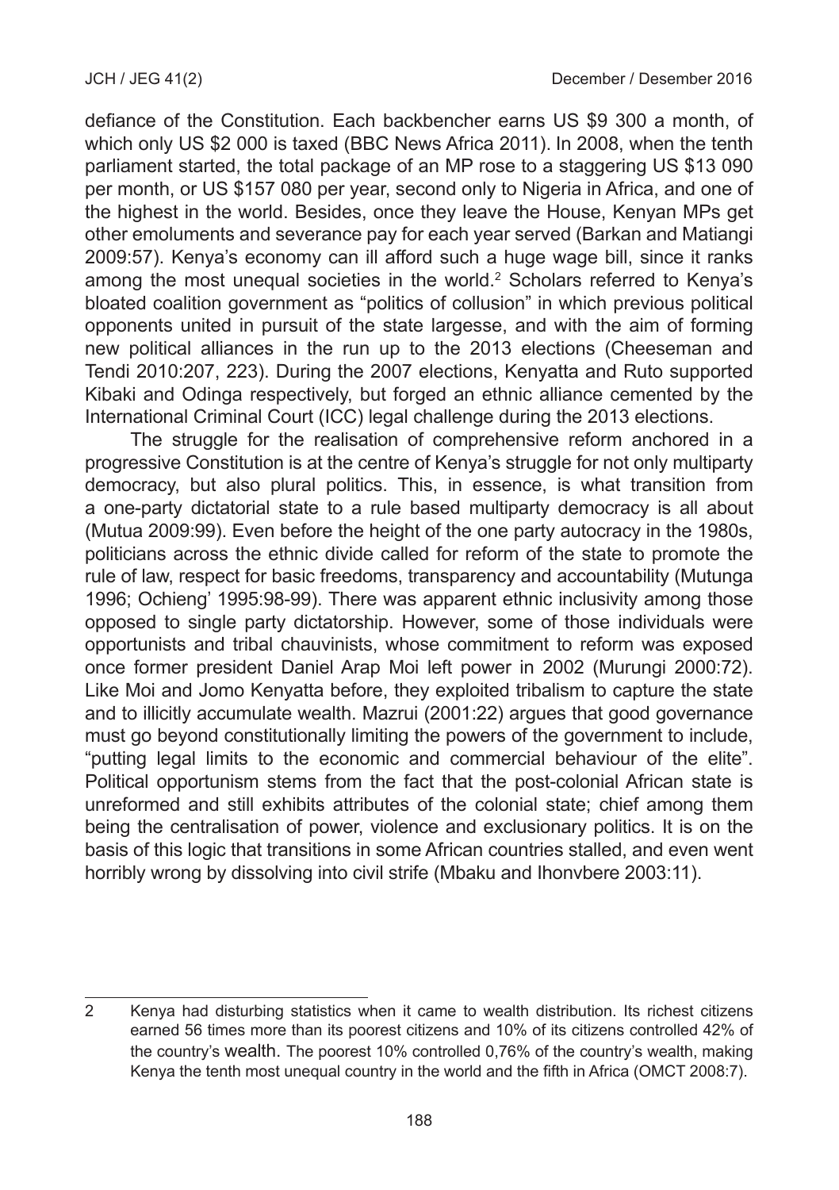defiance of the Constitution. Each backbencher earns US $9 300 a month, of which only US $2 000 is taxed (BBC News Africa 2011). In 2008, when the tenth parliament started, the total package of an MP rose to a staggering US $13 090 per month, or US $157 080 per year, second only to Nigeria in Africa, and one of the highest in the world. Besides, once they leave the House, Kenyan MPs get other emoluments and severance pay for each year served (Barkan and Matiangi 2009:57). Kenya's economy can ill afford such a huge wage bill, since it ranks among the most unequal societies in the world.[2] Scholars referred to Kenya's bloated coalition government as "politics of collusion" in which previous political opponents united in pursuit of the state largesse, and with the aim of forming new political alliances in the run up to the 2013 elections (Cheeseman and Tendi 2010:207, 223). During the 2007 elections, Kenyatta and Ruto supported Kibaki and Odinga respectively, but forged an ethnic alliance cemented by the International Criminal Court (ICC) legal challenge during the 2013 elections.

The struggle for the realisation of comprehensive reform anchored in a progressive Constitution is at the centre of Kenya's struggle for not only multiparty democracy, but also plural politics. This, in essence, is what transition from a one-party dictatorial state to a rule based multiparty democracy is all about (Mutua 2009:99). Even before the height of the one party autocracy in the 1980s, politicians across the ethnic divide called for reform of the state to promote the rule of law, respect for basic freedoms, transparency and accountability (Mutunga 1996; Ochieng' 1995:98-99). There was apparent ethnic inclusivity among those opposed to single party dictatorship. However, some of those individuals were opportunists and tribal chauvinists, whose commitment to reform was exposed once former president Daniel Arap Moi left power in 2002 (Murungi 2000:72). Like Moi and Jomo Kenyatta before, they exploited tribalism to capture the state and to illicitly accumulate wealth. Mazrui (2001:22) argues that good governance must go beyond constitutionally limiting the powers of the government to include, "putting legal limits to the economic and commercial behaviour of the elite". Political opportunism stems from the fact that the post-colonial African state is unreformed and still exhibits attributes of the colonial state; chief among them being the centralisation of power, violence and exclusionary politics. It is on the basis of this logic that transitions in some African countries stalled, and even went horribly wrong by dissolving into civil strife (Mbaku and Ihonvbere 2003:11).

---

2 Kenya had disturbing statistics when it came to wealth distribution. Its richest citizens earned 56 times more than its poorest citizens and 10% of its citizens controlled 42% of the country's wealth. The poorest 10% controlled 0,76% of the country's wealth, making Kenya the tenth most unequal country in the world and the fifth in Africa (OMCT 2008:7).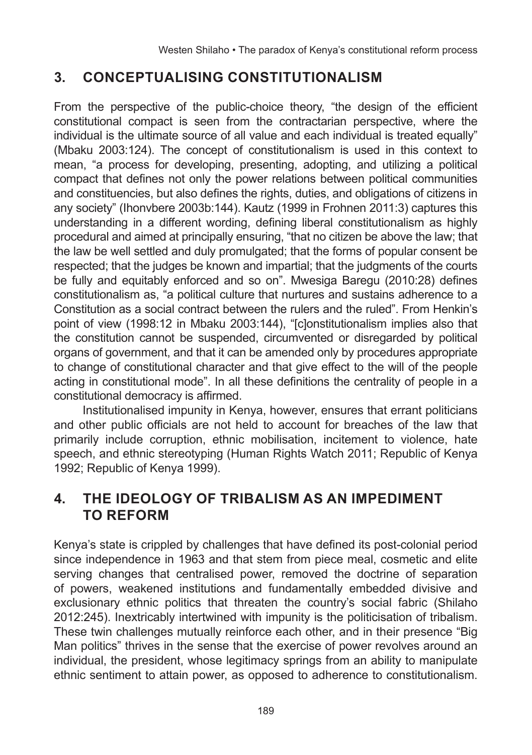## 3. CONCEPTUALISING CONSTITUTIONALISM

From the perspective of the public-choice theory, "the design of the efficient constitutional compact is seen from the contractarian perspective, where the individual is the ultimate source of all value and each individual is treated equally" (Mbaku 2003:124). The concept of constitutionalism is used in this context to mean, "a process for developing, presenting, adopting, and utilizing a political compact that defines not only the power relations between political communities and constituencies, but also defines the rights, duties, and obligations of citizens in any society" (Ihonvbere 2003b:144). Kautz (1999 in Frohnen 2011:3) captures this understanding in a different wording, defining liberal constitutionalism as highly procedural and aimed at principally ensuring, "that no citizen be above the law; that the law be well settled and duly promulgated; that the forms of popular consent be respected; that the judges be known and impartial; that the judgments of the courts be fully and equitably enforced and so on". Mwesiga Baregu (2010:28) defines constitutionalism as, "a political culture that nurtures and sustains adherence to a Constitution as a social contract between the rulers and the ruled". From Henkin's point of view (1998:12 in Mbaku 2003:144), "[c]onstitutionalism implies also that the constitution cannot be suspended, circumvented or disregarded by political organs of government, and that it can be amended only by procedures appropriate to change of constitutional character and that give effect to the will of the people acting in constitutional mode". In all these definitions the centrality of people in a constitutional democracy is affirmed.

Institutionalised impunity in Kenya, however, ensures that errant politicians and other public officials are not held to account for breaches of the law that primarily include corruption, ethnic mobilisation, incitement to violence, hate speech, and ethnic stereotyping (Human Rights Watch 2011; Republic of Kenya 1992; Republic of Kenya 1999).

## 4. THE IDEOLOGY OF TRIBALISM AS AN IMPEDIMENT TO REFORM

Kenya's state is crippled by challenges that have defined its post-colonial period since independence in 1963 and that stem from piece meal, cosmetic and elite serving changes that centralised power, removed the doctrine of separation of powers, weakened institutions and fundamentally embedded divisive and exclusionary ethnic politics that threaten the country's social fabric (Shilaho 2012:245). Inextricably intertwined with impunity is the politicisation of tribalism. These twin challenges mutually reinforce each other, and in their presence "Big Man politics" thrives in the sense that the exercise of power revolves around an individual, the president, whose legitimacy springs from an ability to manipulate ethnic sentiment to attain power, as opposed to adherence to constitutionalism.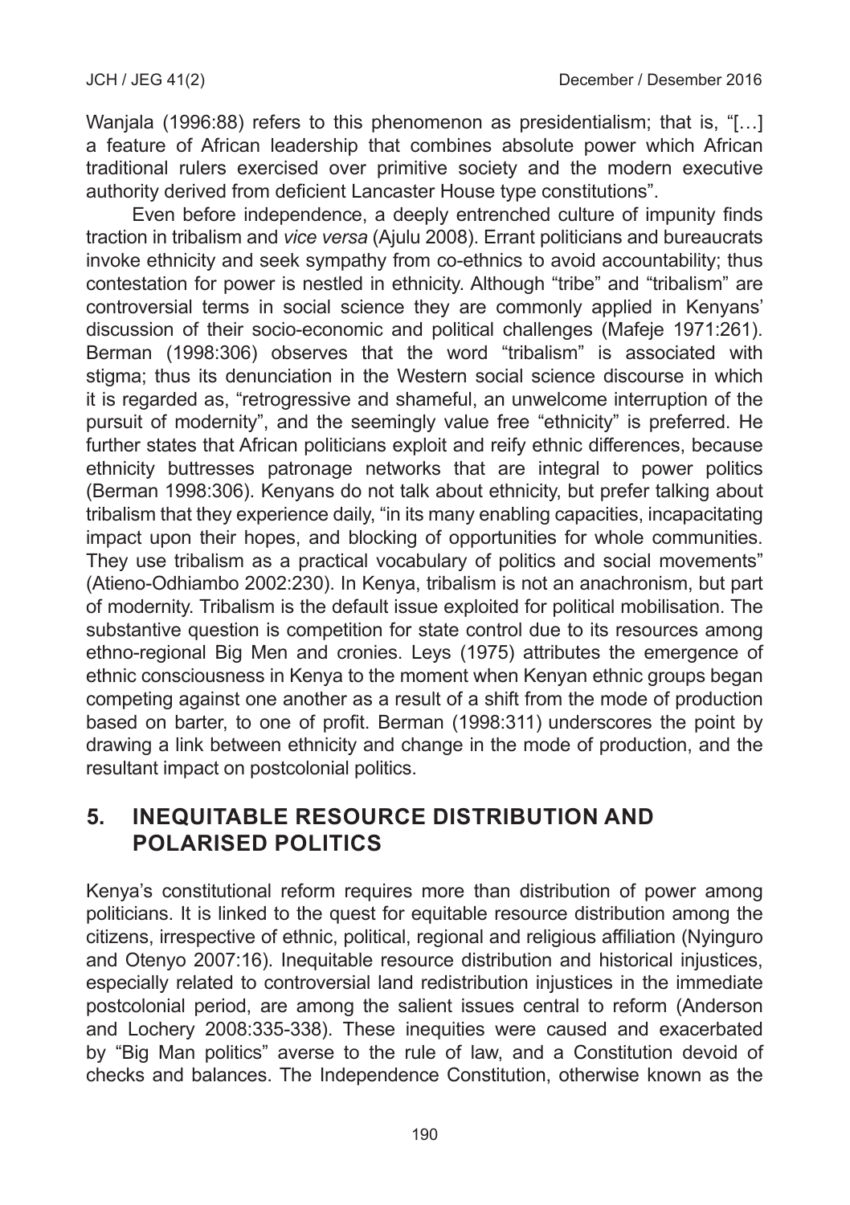Wanjala (1996:88) refers to this phenomenon as presidentialism; that is, "[…] a feature of African leadership that combines absolute power which African traditional rulers exercised over primitive society and the modern executive authority derived from deficient Lancaster House type constitutions".

Even before independence, a deeply entrenched culture of impunity finds traction in tribalism and *vice versa* (Ajulu 2008). Errant politicians and bureaucrats invoke ethnicity and seek sympathy from co-ethnics to avoid accountability; thus contestation for power is nestled in ethnicity. Although "tribe" and "tribalism" are controversial terms in social science they are commonly applied in Kenyans' discussion of their socio-economic and political challenges (Mafeje 1971:261). Berman (1998:306) observes that the word "tribalism" is associated with stigma; thus its denunciation in the Western social science discourse in which it is regarded as, "retrogressive and shameful, an unwelcome interruption of the pursuit of modernity", and the seemingly value free "ethnicity" is preferred. He further states that African politicians exploit and reify ethnic differences, because ethnicity buttresses patronage networks that are integral to power politics (Berman 1998:306). Kenyans do not talk about ethnicity, but prefer talking about tribalism that they experience daily, "in its many enabling capacities, incapacitating impact upon their hopes, and blocking of opportunities for whole communities. They use tribalism as a practical vocabulary of politics and social movements" (Atieno-Odhiambo 2002:230). In Kenya, tribalism is not an anachronism, but part of modernity. Tribalism is the default issue exploited for political mobilisation. The substantive question is competition for state control due to its resources among ethno-regional Big Men and cronies. Leys (1975) attributes the emergence of ethnic consciousness in Kenya to the moment when Kenyan ethnic groups began competing against one another as a result of a shift from the mode of production based on barter, to one of profit. Berman (1998:311) underscores the point by drawing a link between ethnicity and change in the mode of production, and the resultant impact on postcolonial politics.

## 5. INEQUITABLE RESOURCE DISTRIBUTION AND POLARISED POLITICS

Kenya's constitutional reform requires more than distribution of power among politicians. It is linked to the quest for equitable resource distribution among the citizens, irrespective of ethnic, political, regional and religious affiliation (Nyinguro and Otenyo 2007:16). Inequitable resource distribution and historical injustices, especially related to controversial land redistribution injustices in the immediate postcolonial period, are among the salient issues central to reform (Anderson and Lochery 2008:335-338). These inequities were caused and exacerbated by "Big Man politics" averse to the rule of law, and a Constitution devoid of checks and balances. The Independence Constitution, otherwise known as the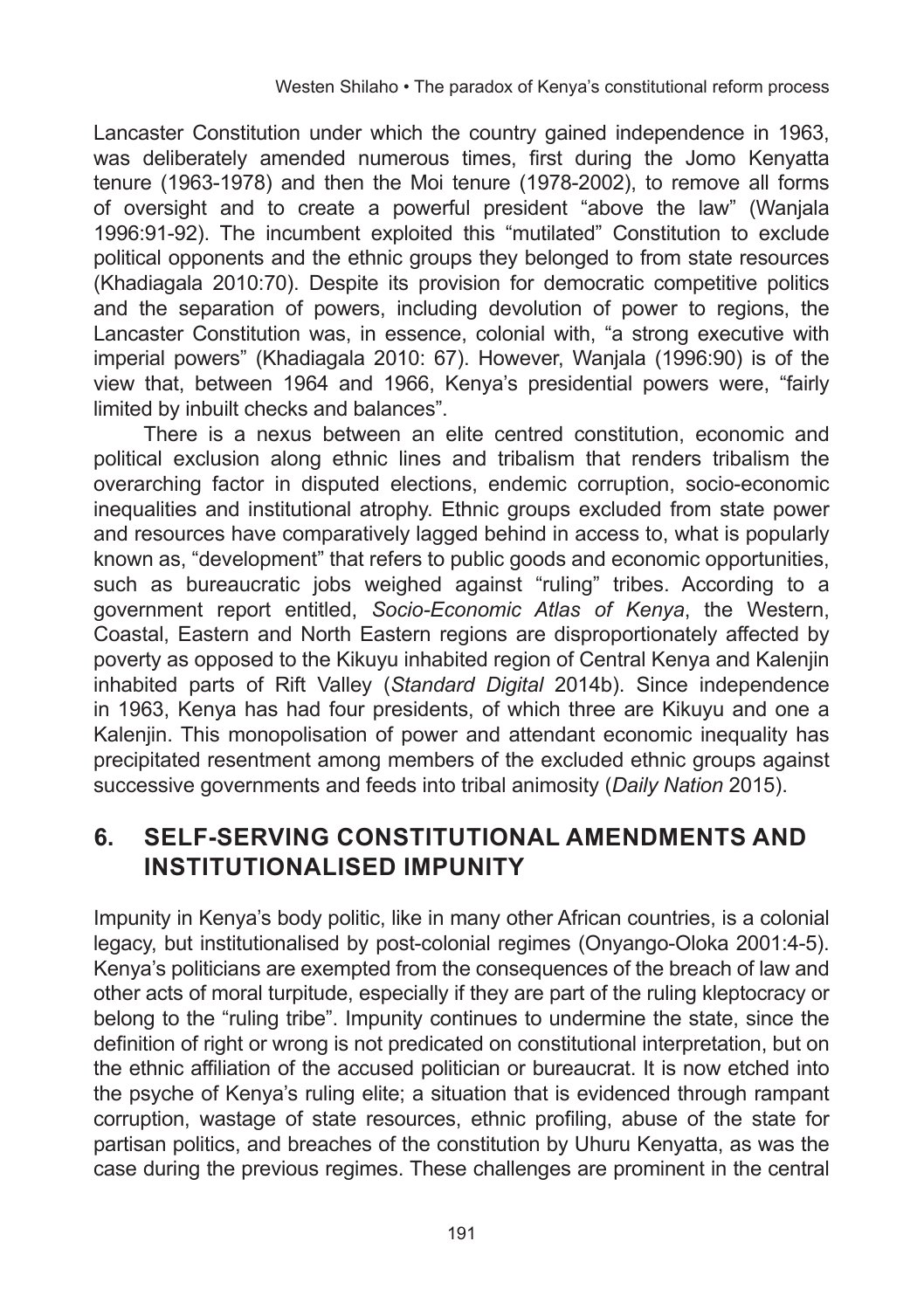Lancaster Constitution under which the country gained independence in 1963, was deliberately amended numerous times, first during the Jomo Kenyatta tenure (1963-1978) and then the Moi tenure (1978-2002), to remove all forms of oversight and to create a powerful president "above the law" (Wanjala 1996:91-92). The incumbent exploited this "mutilated" Constitution to exclude political opponents and the ethnic groups they belonged to from state resources (Khadiagala 2010:70). Despite its provision for democratic competitive politics and the separation of powers, including devolution of power to regions, the Lancaster Constitution was, in essence, colonial with, "a strong executive with imperial powers" (Khadiagala 2010: 67). However, Wanjala (1996:90) is of the view that, between 1964 and 1966, Kenya's presidential powers were, "fairly limited by inbuilt checks and balances".

There is a nexus between an elite centred constitution, economic and political exclusion along ethnic lines and tribalism that renders tribalism the overarching factor in disputed elections, endemic corruption, socio-economic inequalities and institutional atrophy. Ethnic groups excluded from state power and resources have comparatively lagged behind in access to, what is popularly known as, "development" that refers to public goods and economic opportunities, such as bureaucratic jobs weighed against "ruling" tribes. According to a government report entitled, *Socio-Economic Atlas of Kenya*, the Western, Coastal, Eastern and North Eastern regions are disproportionately affected by poverty as opposed to the Kikuyu inhabited region of Central Kenya and Kalenjin inhabited parts of Rift Valley (*Standard Digital* 2014b). Since independence in 1963, Kenya has had four presidents, of which three are Kikuyu and one a Kalenjin. This monopolisation of power and attendant economic inequality has precipitated resentment among members of the excluded ethnic groups against successive governments and feeds into tribal animosity (*Daily Nation* 2015).

## 6. SELF-SERVING CONSTITUTIONAL AMENDMENTS AND INSTITUTIONALISED IMPUNITY

Impunity in Kenya's body politic, like in many other African countries, is a colonial legacy, but institutionalised by post-colonial regimes (Onyango-Oloka 2001:4-5). Kenya's politicians are exempted from the consequences of the breach of law and other acts of moral turpitude, especially if they are part of the ruling kleptocracy or belong to the "ruling tribe". Impunity continues to undermine the state, since the definition of right or wrong is not predicated on constitutional interpretation, but on the ethnic affiliation of the accused politician or bureaucrat. It is now etched into the psyche of Kenya's ruling elite; a situation that is evidenced through rampant corruption, wastage of state resources, ethnic profiling, abuse of the state for partisan politics, and breaches of the constitution by Uhuru Kenyatta, as was the case during the previous regimes. These challenges are prominent in the central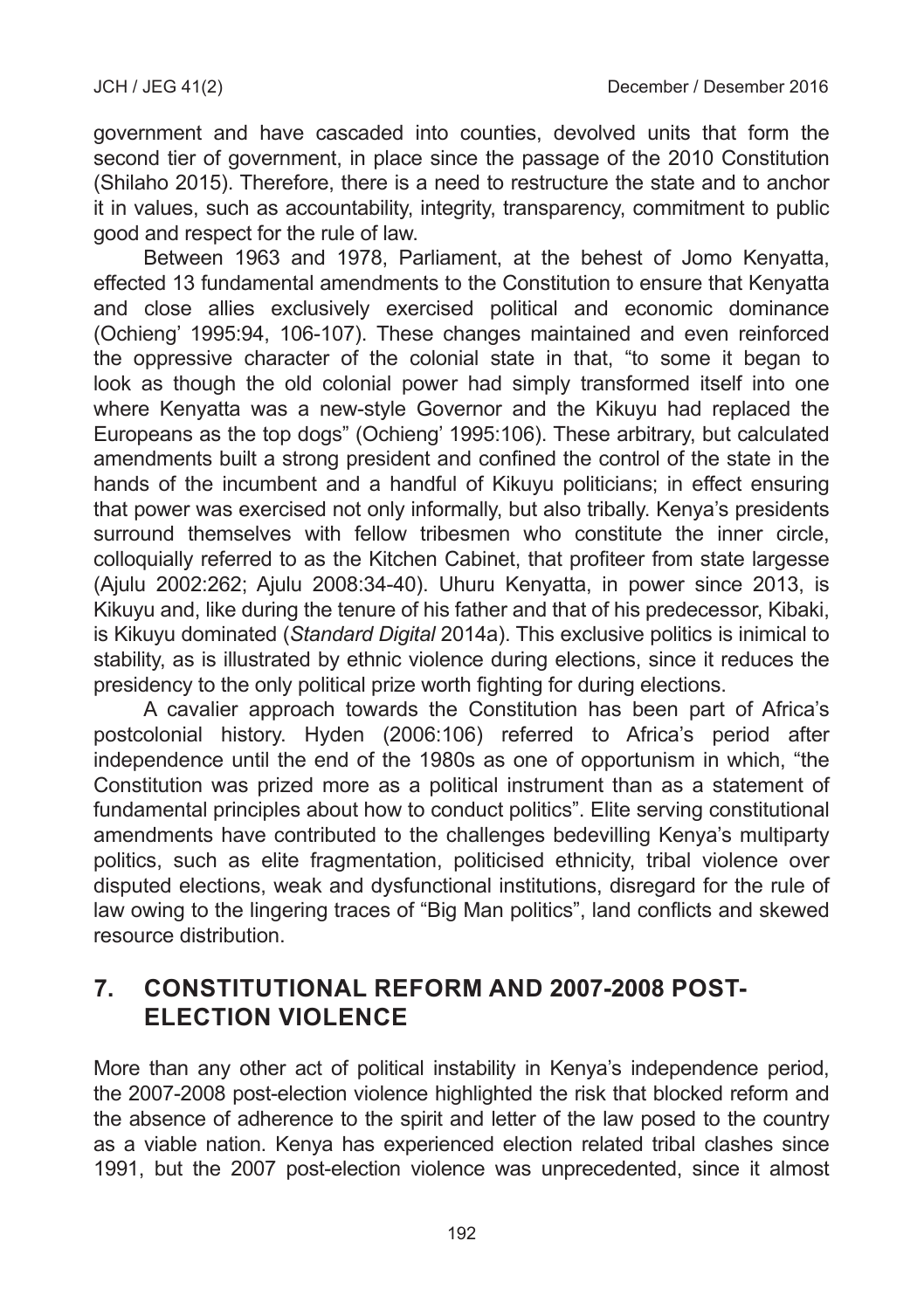government and have cascaded into counties, devolved units that form the second tier of government, in place since the passage of the 2010 Constitution (Shilaho 2015). Therefore, there is a need to restructure the state and to anchor it in values, such as accountability, integrity, transparency, commitment to public good and respect for the rule of law.

Between 1963 and 1978, Parliament, at the behest of Jomo Kenyatta, effected 13 fundamental amendments to the Constitution to ensure that Kenyatta and close allies exclusively exercised political and economic dominance (Ochieng' 1995:94, 106-107). These changes maintained and even reinforced the oppressive character of the colonial state in that, "to some it began to look as though the old colonial power had simply transformed itself into one where Kenyatta was a new-style Governor and the Kikuyu had replaced the Europeans as the top dogs" (Ochieng' 1995:106). These arbitrary, but calculated amendments built a strong president and confined the control of the state in the hands of the incumbent and a handful of Kikuyu politicians; in effect ensuring that power was exercised not only informally, but also tribally. Kenya's presidents surround themselves with fellow tribesmen who constitute the inner circle, colloquially referred to as the Kitchen Cabinet, that profiteer from state largesse (Ajulu 2002:262; Ajulu 2008:34-40). Uhuru Kenyatta, in power since 2013, is Kikuyu and, like during the tenure of his father and that of his predecessor, Kibaki, is Kikuyu dominated (*Standard Digital* 2014a). This exclusive politics is inimical to stability, as is illustrated by ethnic violence during elections, since it reduces the presidency to the only political prize worth fighting for during elections.

A cavalier approach towards the Constitution has been part of Africa's postcolonial history. Hyden (2006:106) referred to Africa's period after independence until the end of the 1980s as one of opportunism in which, "the Constitution was prized more as a political instrument than as a statement of fundamental principles about how to conduct politics". Elite serving constitutional amendments have contributed to the challenges bedevilling Kenya's multiparty politics, such as elite fragmentation, politicised ethnicity, tribal violence over disputed elections, weak and dysfunctional institutions, disregard for the rule of law owing to the lingering traces of "Big Man politics", land conflicts and skewed resource distribution.

## 7. CONSTITUTIONAL REFORM AND 2007-2008 POST-ELECTION VIOLENCE

More than any other act of political instability in Kenya's independence period, the 2007-2008 post-election violence highlighted the risk that blocked reform and the absence of adherence to the spirit and letter of the law posed to the country as a viable nation. Kenya has experienced election related tribal clashes since 1991, but the 2007 post-election violence was unprecedented, since it almost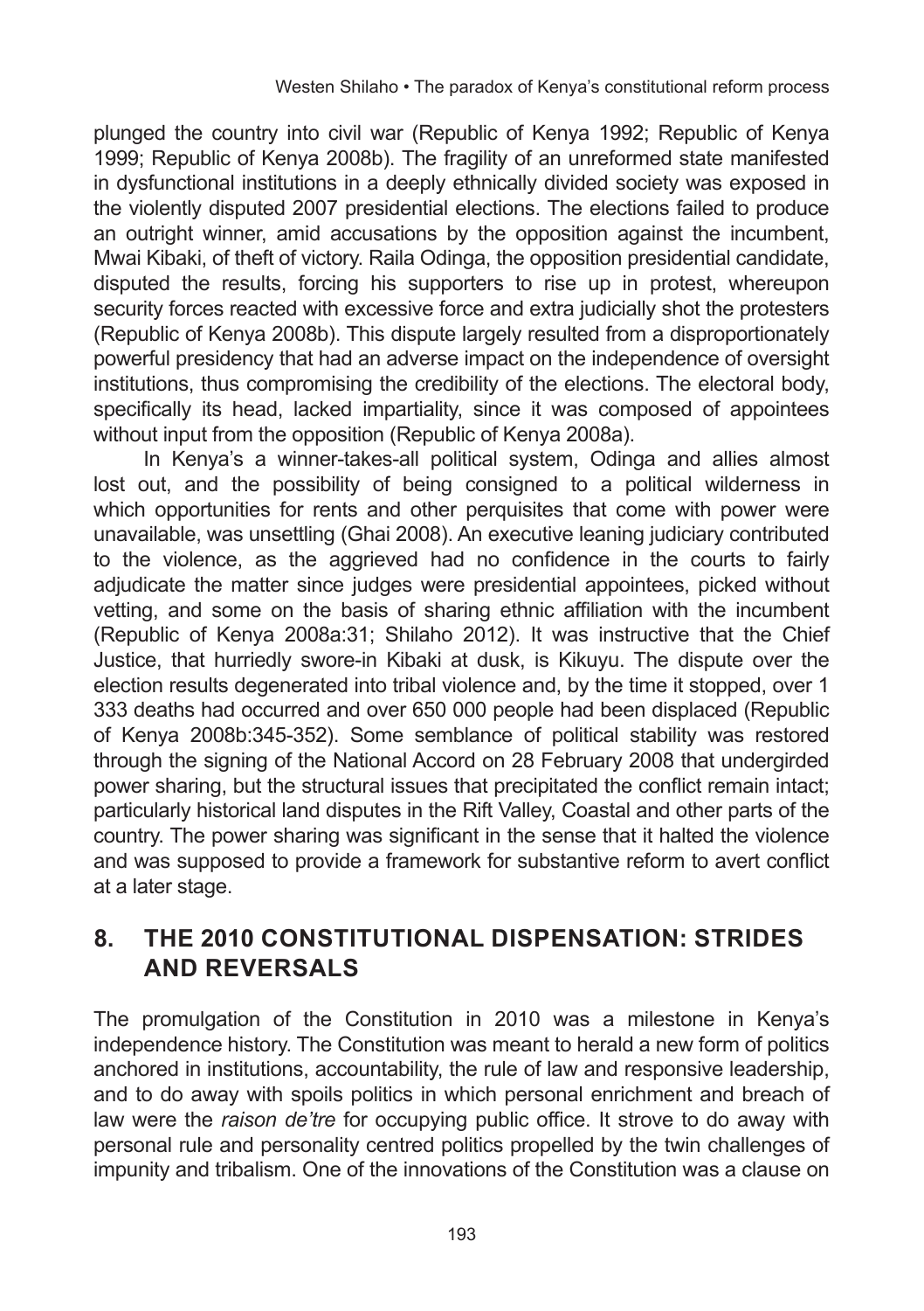plunged the country into civil war (Republic of Kenya 1992; Republic of Kenya 1999; Republic of Kenya 2008b). The fragility of an unreformed state manifested in dysfunctional institutions in a deeply ethnically divided society was exposed in the violently disputed 2007 presidential elections. The elections failed to produce an outright winner, amid accusations by the opposition against the incumbent, Mwai Kibaki, of theft of victory. Raila Odinga, the opposition presidential candidate, disputed the results, forcing his supporters to rise up in protest, whereupon security forces reacted with excessive force and extra judicially shot the protesters (Republic of Kenya 2008b). This dispute largely resulted from a disproportionately powerful presidency that had an adverse impact on the independence of oversight institutions, thus compromising the credibility of the elections. The electoral body, specifically its head, lacked impartiality, since it was composed of appointees without input from the opposition (Republic of Kenya 2008a).

In Kenya's a winner-takes-all political system, Odinga and allies almost lost out, and the possibility of being consigned to a political wilderness in which opportunities for rents and other perquisites that come with power were unavailable, was unsettling (Ghai 2008). An executive leaning judiciary contributed to the violence, as the aggrieved had no confidence in the courts to fairly adjudicate the matter since judges were presidential appointees, picked without vetting, and some on the basis of sharing ethnic affiliation with the incumbent (Republic of Kenya 2008a:31; Shilaho 2012). It was instructive that the Chief Justice, that hurriedly swore-in Kibaki at dusk, is Kikuyu. The dispute over the election results degenerated into tribal violence and, by the time it stopped, over 1 333 deaths had occurred and over 650 000 people had been displaced (Republic of Kenya 2008b:345-352). Some semblance of political stability was restored through the signing of the National Accord on 28 February 2008 that undergirded power sharing, but the structural issues that precipitated the conflict remain intact; particularly historical land disputes in the Rift Valley, Coastal and other parts of the country. The power sharing was significant in the sense that it halted the violence and was supposed to provide a framework for substantive reform to avert conflict at a later stage.

## 8. THE 2010 CONSTITUTIONAL DISPENSATION: STRIDES AND REVERSALS

The promulgation of the Constitution in 2010 was a milestone in Kenya's independence history. The Constitution was meant to herald a new form of politics anchored in institutions, accountability, the rule of law and responsive leadership, and to do away with spoils politics in which personal enrichment and breach of law were the *raison de'tre* for occupying public office. It strove to do away with personal rule and personality centred politics propelled by the twin challenges of impunity and tribalism. One of the innovations of the Constitution was a clause on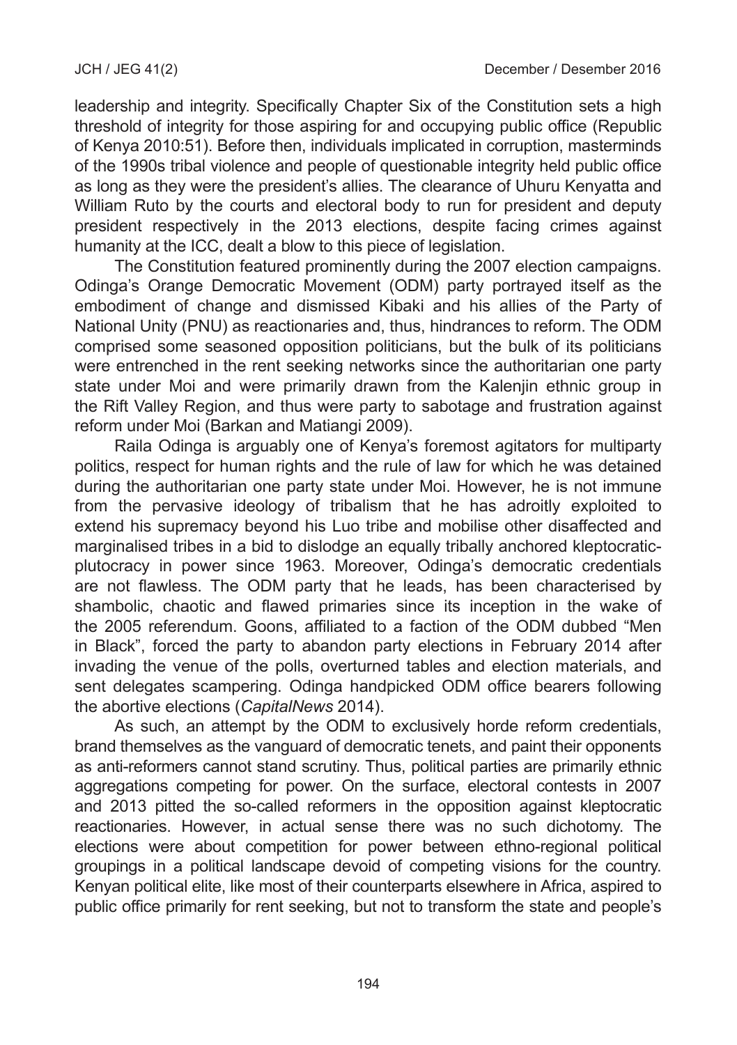leadership and integrity. Specifically Chapter Six of the Constitution sets a high threshold of integrity for those aspiring for and occupying public office (Republic of Kenya 2010:51). Before then, individuals implicated in corruption, masterminds of the 1990s tribal violence and people of questionable integrity held public office as long as they were the president's allies. The clearance of Uhuru Kenyatta and William Ruto by the courts and electoral body to run for president and deputy president respectively in the 2013 elections, despite facing crimes against humanity at the ICC, dealt a blow to this piece of legislation.

The Constitution featured prominently during the 2007 election campaigns. Odinga's Orange Democratic Movement (ODM) party portrayed itself as the embodiment of change and dismissed Kibaki and his allies of the Party of National Unity (PNU) as reactionaries and, thus, hindrances to reform. The ODM comprised some seasoned opposition politicians, but the bulk of its politicians were entrenched in the rent seeking networks since the authoritarian one party state under Moi and were primarily drawn from the Kalenjin ethnic group in the Rift Valley Region, and thus were party to sabotage and frustration against reform under Moi (Barkan and Matiangi 2009).

Raila Odinga is arguably one of Kenya's foremost agitators for multiparty politics, respect for human rights and the rule of law for which he was detained during the authoritarian one party state under Moi. However, he is not immune from the pervasive ideology of tribalism that he has adroitly exploited to extend his supremacy beyond his Luo tribe and mobilise other disaffected and marginalised tribes in a bid to dislodge an equally tribally anchored kleptocratic-plutocracy in power since 1963. Moreover, Odinga's democratic credentials are not flawless. The ODM party that he leads, has been characterised by shambolic, chaotic and flawed primaries since its inception in the wake of the 2005 referendum. Goons, affiliated to a faction of the ODM dubbed "Men in Black", forced the party to abandon party elections in February 2014 after invading the venue of the polls, overturned tables and election materials, and sent delegates scampering. Odinga handpicked ODM office bearers following the abortive elections (*CapitalNews* 2014).

As such, an attempt by the ODM to exclusively horde reform credentials, brand themselves as the vanguard of democratic tenets, and paint their opponents as anti-reformers cannot stand scrutiny. Thus, political parties are primarily ethnic aggregations competing for power. On the surface, electoral contests in 2007 and 2013 pitted the so-called reformers in the opposition against kleptocratic reactionaries. However, in actual sense there was no such dichotomy. The elections were about competition for power between ethno-regional political groupings in a political landscape devoid of competing visions for the country. Kenyan political elite, like most of their counterparts elsewhere in Africa, aspired to public office primarily for rent seeking, but not to transform the state and people's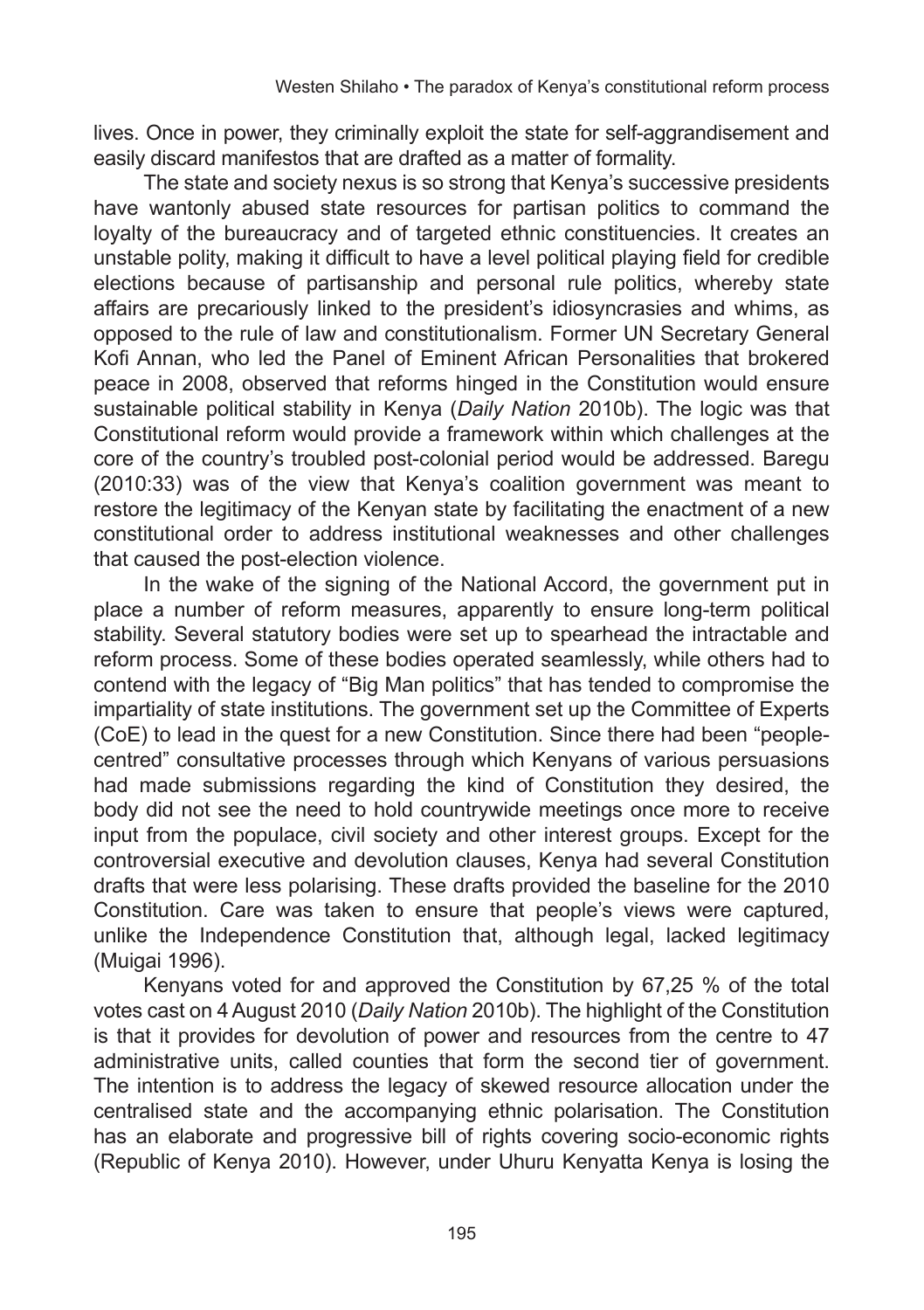lives. Once in power, they criminally exploit the state for self-aggrandisement and easily discard manifestos that are drafted as a matter of formality.

The state and society nexus is so strong that Kenya's successive presidents have wantonly abused state resources for partisan politics to command the loyalty of the bureaucracy and of targeted ethnic constituencies. It creates an unstable polity, making it difficult to have a level political playing field for credible elections because of partisanship and personal rule politics, whereby state affairs are precariously linked to the president's idiosyncrasies and whims, as opposed to the rule of law and constitutionalism. Former UN Secretary General Kofi Annan, who led the Panel of Eminent African Personalities that brokered peace in 2008, observed that reforms hinged in the Constitution would ensure sustainable political stability in Kenya (*Daily Nation* 2010b). The logic was that Constitutional reform would provide a framework within which challenges at the core of the country's troubled post-colonial period would be addressed. Baregu (2010:33) was of the view that Kenya's coalition government was meant to restore the legitimacy of the Kenyan state by facilitating the enactment of a new constitutional order to address institutional weaknesses and other challenges that caused the post-election violence.

In the wake of the signing of the National Accord, the government put in place a number of reform measures, apparently to ensure long-term political stability. Several statutory bodies were set up to spearhead the intractable and reform process. Some of these bodies operated seamlessly, while others had to contend with the legacy of "Big Man politics" that has tended to compromise the impartiality of state institutions. The government set up the Committee of Experts (CoE) to lead in the quest for a new Constitution. Since there had been "people-centred" consultative processes through which Kenyans of various persuasions had made submissions regarding the kind of Constitution they desired, the body did not see the need to hold countrywide meetings once more to receive input from the populace, civil society and other interest groups. Except for the controversial executive and devolution clauses, Kenya had several Constitution drafts that were less polarising. These drafts provided the baseline for the 2010 Constitution. Care was taken to ensure that people's views were captured, unlike the Independence Constitution that, although legal, lacked legitimacy (Muigai 1996).

Kenyans voted for and approved the Constitution by 67,25 % of the total votes cast on 4 August 2010 (*Daily Nation* 2010b). The highlight of the Constitution is that it provides for devolution of power and resources from the centre to 47 administrative units, called counties that form the second tier of government. The intention is to address the legacy of skewed resource allocation under the centralised state and the accompanying ethnic polarisation. The Constitution has an elaborate and progressive bill of rights covering socio-economic rights (Republic of Kenya 2010). However, under Uhuru Kenyatta Kenya is losing the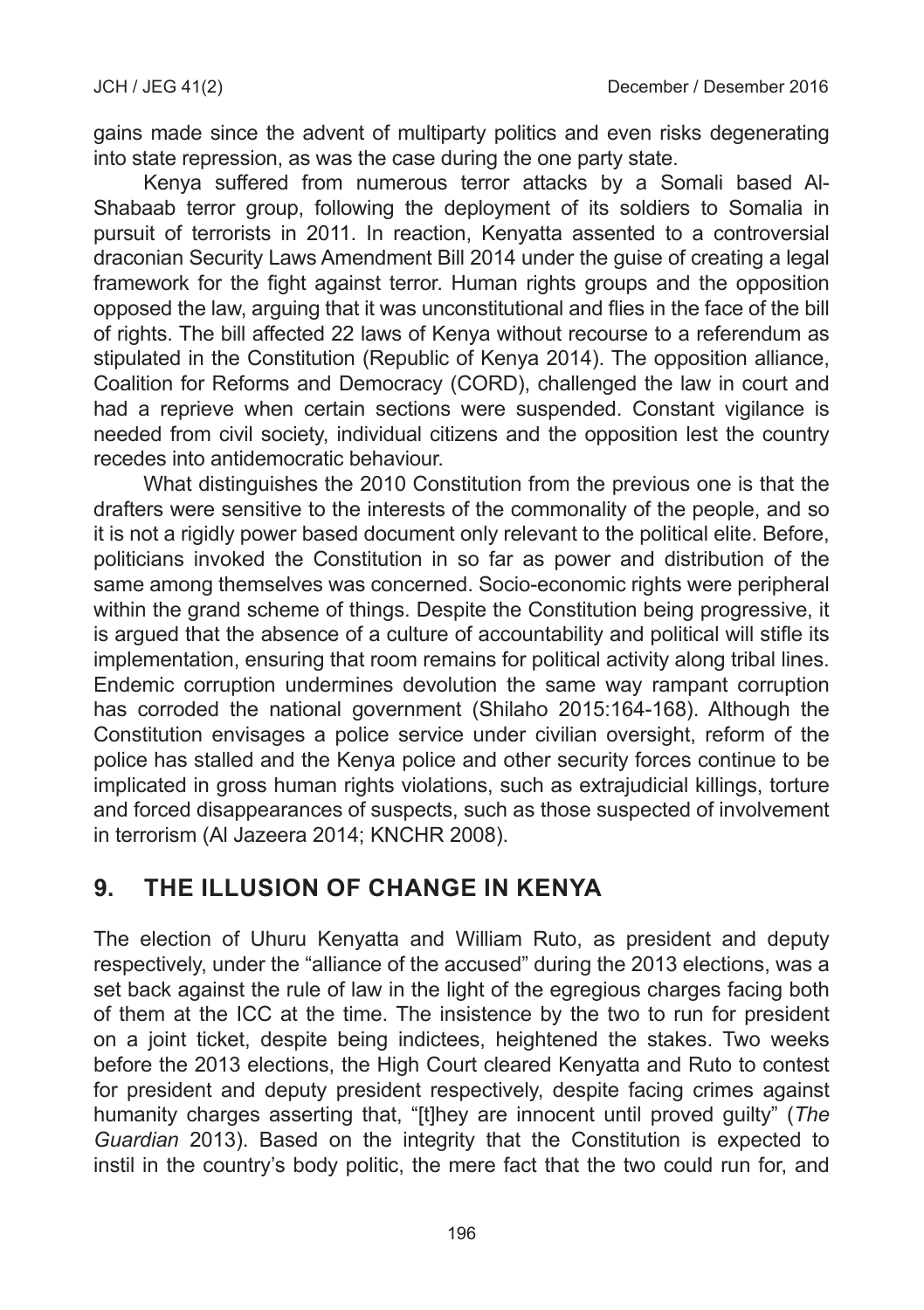gains made since the advent of multiparty politics and even risks degenerating into state repression, as was the case during the one party state.

Kenya suffered from numerous terror attacks by a Somali based Al-Shabaab terror group, following the deployment of its soldiers to Somalia in pursuit of terrorists in 2011. In reaction, Kenyatta assented to a controversial draconian Security Laws Amendment Bill 2014 under the guise of creating a legal framework for the fight against terror. Human rights groups and the opposition opposed the law, arguing that it was unconstitutional and flies in the face of the bill of rights. The bill affected 22 laws of Kenya without recourse to a referendum as stipulated in the Constitution (Republic of Kenya 2014). The opposition alliance, Coalition for Reforms and Democracy (CORD), challenged the law in court and had a reprieve when certain sections were suspended. Constant vigilance is needed from civil society, individual citizens and the opposition lest the country recedes into antidemocratic behaviour.

What distinguishes the 2010 Constitution from the previous one is that the drafters were sensitive to the interests of the commonality of the people, and so it is not a rigidly power based document only relevant to the political elite. Before, politicians invoked the Constitution in so far as power and distribution of the same among themselves was concerned. Socio-economic rights were peripheral within the grand scheme of things. Despite the Constitution being progressive, it is argued that the absence of a culture of accountability and political will stifle its implementation, ensuring that room remains for political activity along tribal lines. Endemic corruption undermines devolution the same way rampant corruption has corroded the national government (Shilaho 2015:164-168). Although the Constitution envisages a police service under civilian oversight, reform of the police has stalled and the Kenya police and other security forces continue to be implicated in gross human rights violations, such as extrajudicial killings, torture and forced disappearances of suspects, such as those suspected of involvement in terrorism (Al Jazeera 2014; KNCHR 2008).

## 9. THE ILLUSION OF CHANGE IN KENYA

The election of Uhuru Kenyatta and William Ruto, as president and deputy respectively, under the "alliance of the accused" during the 2013 elections, was a set back against the rule of law in the light of the egregious charges facing both of them at the ICC at the time. The insistence by the two to run for president on a joint ticket, despite being indictees, heightened the stakes. Two weeks before the 2013 elections, the High Court cleared Kenyatta and Ruto to contest for president and deputy president respectively, despite facing crimes against humanity charges asserting that, "[t]hey are innocent until proved guilty" (*The Guardian* 2013). Based on the integrity that the Constitution is expected to instil in the country's body politic, the mere fact that the two could run for, and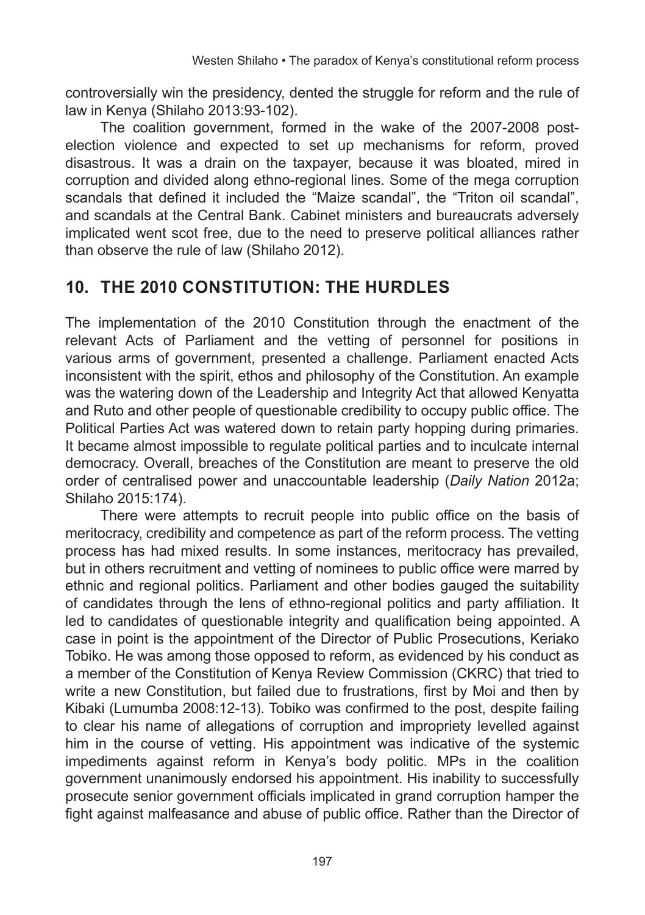controversially win the presidency, dented the struggle for reform and the rule of law in Kenya (Shilaho 2013:93-102).

The coalition government, formed in the wake of the 2007-2008 post-election violence and expected to set up mechanisms for reform, proved disastrous. It was a drain on the taxpayer, because it was bloated, mired in corruption and divided along ethno-regional lines. Some of the mega corruption scandals that defined it included the "Maize scandal", the "Triton oil scandal", and scandals at the Central Bank. Cabinet ministers and bureaucrats adversely implicated went scot free, due to the need to preserve political alliances rather than observe the rule of law (Shilaho 2012).

## 10. THE 2010 CONSTITUTION: THE HURDLES

The implementation of the 2010 Constitution through the enactment of the relevant Acts of Parliament and the vetting of personnel for positions in various arms of government, presented a challenge. Parliament enacted Acts inconsistent with the spirit, ethos and philosophy of the Constitution. An example was the watering down of the Leadership and Integrity Act that allowed Kenyatta and Ruto and other people of questionable credibility to occupy public office. The Political Parties Act was watered down to retain party hopping during primaries. It became almost impossible to regulate political parties and to inculcate internal democracy. Overall, breaches of the Constitution are meant to preserve the old order of centralised power and unaccountable leadership (*Daily Nation* 2012a; Shilaho 2015:174).

There were attempts to recruit people into public office on the basis of meritocracy, credibility and competence as part of the reform process. The vetting process has had mixed results. In some instances, meritocracy has prevailed, but in others recruitment and vetting of nominees to public office were marred by ethnic and regional politics. Parliament and other bodies gauged the suitability of candidates through the lens of ethno-regional politics and party affiliation. It led to candidates of questionable integrity and qualification being appointed. A case in point is the appointment of the Director of Public Prosecutions, Keriako Tobiko. He was among those opposed to reform, as evidenced by his conduct as a member of the Constitution of Kenya Review Commission (CKRC) that tried to write a new Constitution, but failed due to frustrations, first by Moi and then by Kibaki (Lumumba 2008:12-13). Tobiko was confirmed to the post, despite failing to clear his name of allegations of corruption and impropriety levelled against him in the course of vetting. His appointment was indicative of the systemic impediments against reform in Kenya's body politic. MPs in the coalition government unanimously endorsed his appointment. His inability to successfully prosecute senior government officials implicated in grand corruption hamper the fight against malfeasance and abuse of public office. Rather than the Director of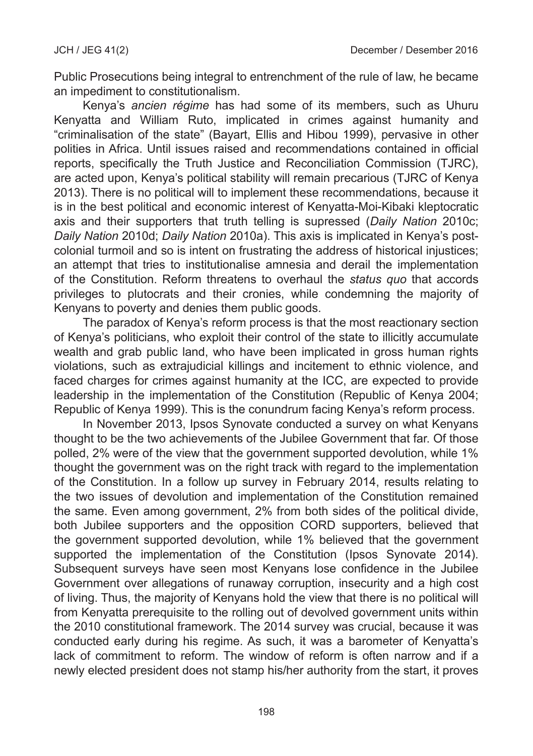Public Prosecutions being integral to entrenchment of the rule of law, he became an impediment to constitutionalism.

Kenya's *ancien régime* has had some of its members, such as Uhuru Kenyatta and William Ruto, implicated in crimes against humanity and "criminalisation of the state" (Bayart, Ellis and Hibou 1999), pervasive in other polities in Africa. Until issues raised and recommendations contained in official reports, specifically the Truth Justice and Reconciliation Commission (TJRC), are acted upon, Kenya's political stability will remain precarious (TJRC of Kenya 2013). There is no political will to implement these recommendations, because it is in the best political and economic interest of Kenyatta-Moi-Kibaki kleptocratic axis and their supporters that truth telling is supressed (*Daily Nation* 2010c; *Daily Nation* 2010d; *Daily Nation* 2010a). This axis is implicated in Kenya's post-colonial turmoil and so is intent on frustrating the address of historical injustices; an attempt that tries to institutionalise amnesia and derail the implementation of the Constitution. Reform threatens to overhaul the *status quo* that accords privileges to plutocrats and their cronies, while condemning the majority of Kenyans to poverty and denies them public goods.

The paradox of Kenya's reform process is that the most reactionary section of Kenya's politicians, who exploit their control of the state to illicitly accumulate wealth and grab public land, who have been implicated in gross human rights violations, such as extrajudicial killings and incitement to ethnic violence, and faced charges for crimes against humanity at the ICC, are expected to provide leadership in the implementation of the Constitution (Republic of Kenya 2004; Republic of Kenya 1999). This is the conundrum facing Kenya's reform process.

In November 2013, Ipsos Synovate conducted a survey on what Kenyans thought to be the two achievements of the Jubilee Government that far. Of those polled, 2% were of the view that the government supported devolution, while 1% thought the government was on the right track with regard to the implementation of the Constitution. In a follow up survey in February 2014, results relating to the two issues of devolution and implementation of the Constitution remained the same. Even among government, 2% from both sides of the political divide, both Jubilee supporters and the opposition CORD supporters, believed that the government supported devolution, while 1% believed that the government supported the implementation of the Constitution (Ipsos Synovate 2014). Subsequent surveys have seen most Kenyans lose confidence in the Jubilee Government over allegations of runaway corruption, insecurity and a high cost of living. Thus, the majority of Kenyans hold the view that there is no political will from Kenyatta prerequisite to the rolling out of devolved government units within the 2010 constitutional framework. The 2014 survey was crucial, because it was conducted early during his regime. As such, it was a barometer of Kenyatta's lack of commitment to reform. The window of reform is often narrow and if a newly elected president does not stamp his/her authority from the start, it proves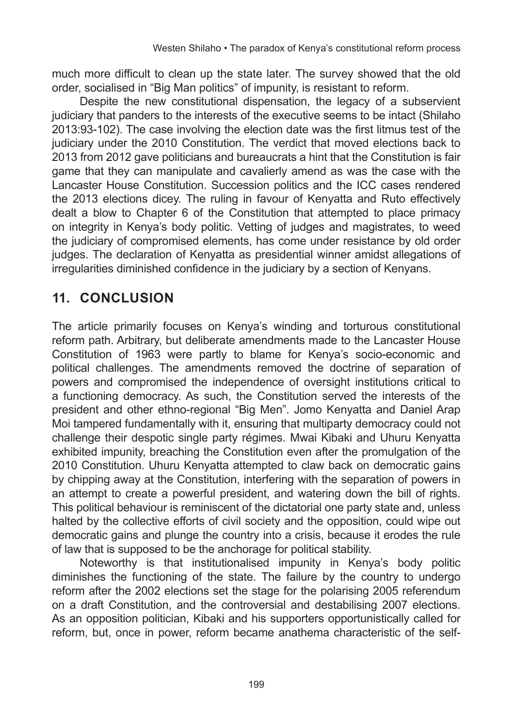much more difficult to clean up the state later. The survey showed that the old order, socialised in "Big Man politics" of impunity, is resistant to reform.

Despite the new constitutional dispensation, the legacy of a subservient judiciary that panders to the interests of the executive seems to be intact (Shilaho 2013:93-102). The case involving the election date was the first litmus test of the judiciary under the 2010 Constitution. The verdict that moved elections back to 2013 from 2012 gave politicians and bureaucrats a hint that the Constitution is fair game that they can manipulate and cavalierly amend as was the case with the Lancaster House Constitution. Succession politics and the ICC cases rendered the 2013 elections dicey. The ruling in favour of Kenyatta and Ruto effectively dealt a blow to Chapter 6 of the Constitution that attempted to place primacy on integrity in Kenya's body politic. Vetting of judges and magistrates, to weed the judiciary of compromised elements, has come under resistance by old order judges. The declaration of Kenyatta as presidential winner amidst allegations of irregularities diminished confidence in the judiciary by a section of Kenyans.

## 11. CONCLUSION

The article primarily focuses on Kenya's winding and torturous constitutional reform path. Arbitrary, but deliberate amendments made to the Lancaster House Constitution of 1963 were partly to blame for Kenya's socio-economic and political challenges. The amendments removed the doctrine of separation of powers and compromised the independence of oversight institutions critical to a functioning democracy. As such, the Constitution served the interests of the president and other ethno-regional "Big Men". Jomo Kenyatta and Daniel Arap Moi tampered fundamentally with it, ensuring that multiparty democracy could not challenge their despotic single party régimes. Mwai Kibaki and Uhuru Kenyatta exhibited impunity, breaching the Constitution even after the promulgation of the 2010 Constitution. Uhuru Kenyatta attempted to claw back on democratic gains by chipping away at the Constitution, interfering with the separation of powers in an attempt to create a powerful president, and watering down the bill of rights. This political behaviour is reminiscent of the dictatorial one party state and, unless halted by the collective efforts of civil society and the opposition, could wipe out democratic gains and plunge the country into a crisis, because it erodes the rule of law that is supposed to be the anchorage for political stability.

Noteworthy is that institutionalised impunity in Kenya's body politic diminishes the functioning of the state. The failure by the country to undergo reform after the 2002 elections set the stage for the polarising 2005 referendum on a draft Constitution, and the controversial and destabilising 2007 elections. As an opposition politician, Kibaki and his supporters opportunistically called for reform, but, once in power, reform became anathema characteristic of the self-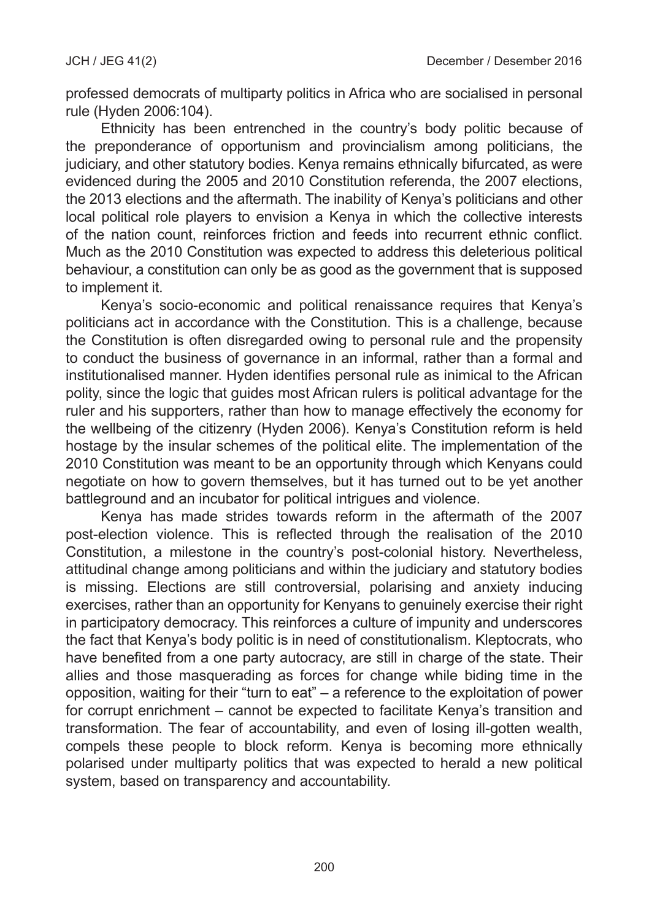professed democrats of multiparty politics in Africa who are socialised in personal rule (Hyden 2006:104).

Ethnicity has been entrenched in the country's body politic because of the preponderance of opportunism and provincialism among politicians, the judiciary, and other statutory bodies. Kenya remains ethnically bifurcated, as were evidenced during the 2005 and 2010 Constitution referenda, the 2007 elections, the 2013 elections and the aftermath. The inability of Kenya's politicians and other local political role players to envision a Kenya in which the collective interests of the nation count, reinforces friction and feeds into recurrent ethnic conflict. Much as the 2010 Constitution was expected to address this deleterious political behaviour, a constitution can only be as good as the government that is supposed to implement it.

Kenya's socio-economic and political renaissance requires that Kenya's politicians act in accordance with the Constitution. This is a challenge, because the Constitution is often disregarded owing to personal rule and the propensity to conduct the business of governance in an informal, rather than a formal and institutionalised manner. Hyden identifies personal rule as inimical to the African polity, since the logic that guides most African rulers is political advantage for the ruler and his supporters, rather than how to manage effectively the economy for the wellbeing of the citizenry (Hyden 2006). Kenya's Constitution reform is held hostage by the insular schemes of the political elite. The implementation of the 2010 Constitution was meant to be an opportunity through which Kenyans could negotiate on how to govern themselves, but it has turned out to be yet another battleground and an incubator for political intrigues and violence.

Kenya has made strides towards reform in the aftermath of the 2007 post-election violence. This is reflected through the realisation of the 2010 Constitution, a milestone in the country's post-colonial history. Nevertheless, attitudinal change among politicians and within the judiciary and statutory bodies is missing. Elections are still controversial, polarising and anxiety inducing exercises, rather than an opportunity for Kenyans to genuinely exercise their right in participatory democracy. This reinforces a culture of impunity and underscores the fact that Kenya's body politic is in need of constitutionalism. Kleptocrats, who have benefited from a one party autocracy, are still in charge of the state. Their allies and those masquerading as forces for change while biding time in the opposition, waiting for their "turn to eat" – a reference to the exploitation of power for corrupt enrichment – cannot be expected to facilitate Kenya's transition and transformation. The fear of accountability, and even of losing ill-gotten wealth, compels these people to block reform. Kenya is becoming more ethnically polarised under multiparty politics that was expected to herald a new political system, based on transparency and accountability.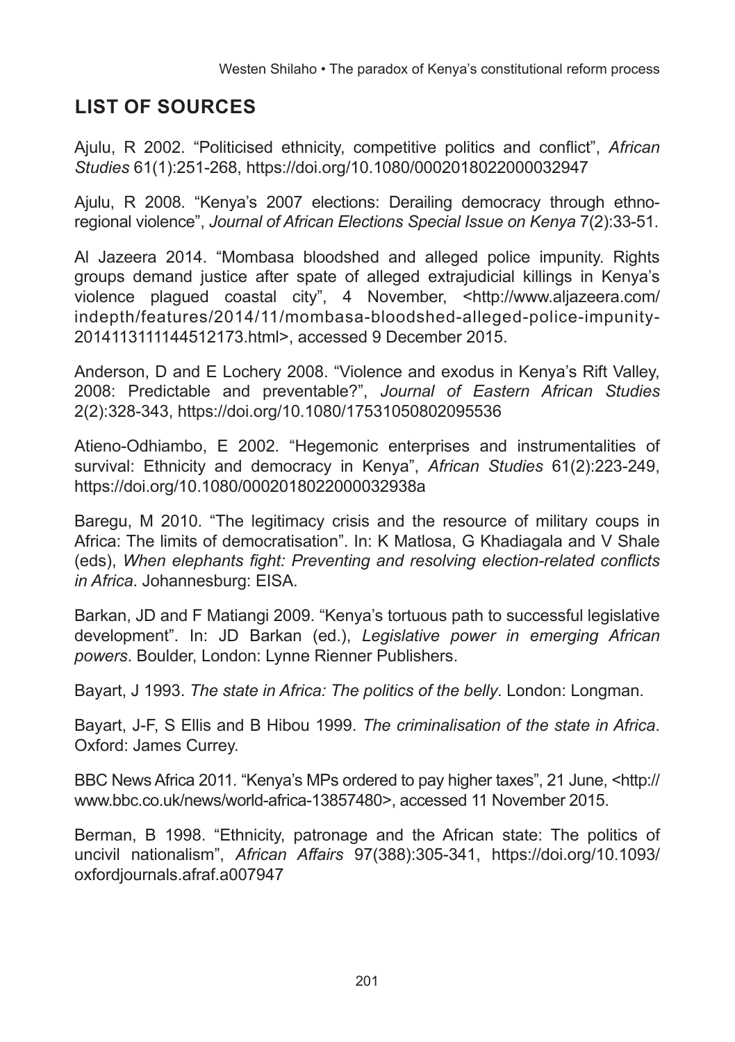## LIST OF SOURCES

Ajulu, R 2002. "Politicised ethnicity, competitive politics and conflict", *African Studies* 61(1):251-268, https://doi.org/10.1080/0002018022000032947

Ajulu, R 2008. "Kenya's 2007 elections: Derailing democracy through ethno-regional violence", *Journal of African Elections Special Issue on Kenya* 7(2):33-51.

Al Jazeera 2014. "Mombasa bloodshed and alleged police impunity. Rights groups demand justice after spate of alleged extrajudicial killings in Kenya's violence plagued coastal city", 4 November, <http://www.aljazeera.com/indepth/features/2014/11/mombasa-bloodshed-alleged-police-impunity-201411311144512173.html>, accessed 9 December 2015.

Anderson, D and E Lochery 2008. "Violence and exodus in Kenya's Rift Valley, 2008: Predictable and preventable?", *Journal of Eastern African Studies* 2(2):328-343, https://doi.org/10.1080/17531050802095536

Atieno-Odhiambo, E 2002. "Hegemonic enterprises and instrumentalities of survival: Ethnicity and democracy in Kenya", *African Studies* 61(2):223-249, https://doi.org/10.1080/0002018022000032938a

Baregu, M 2010. "The legitimacy crisis and the resource of military coups in Africa: The limits of democratisation". In: K Matlosa, G Khadiagala and V Shale (eds), *When elephants fight: Preventing and resolving election-related conflicts in Africa*. Johannesburg: EISA.

Barkan, JD and F Matiangi 2009. "Kenya's tortuous path to successful legislative development". In: JD Barkan (ed.), *Legislative power in emerging African powers*. Boulder, London: Lynne Rienner Publishers.

Bayart, J 1993. *The state in Africa: The politics of the belly*. London: Longman.

Bayart, J-F, S Ellis and B Hibou 1999. *The criminalisation of the state in Africa*. Oxford: James Currey.

BBC News Africa 2011. "Kenya's MPs ordered to pay higher taxes", 21 June, <http://www.bbc.co.uk/news/world-africa-13857480>, accessed 11 November 2015.

Berman, B 1998. "Ethnicity, patronage and the African state: The politics of uncivil nationalism", *African Affairs* 97(388):305-341, https://doi.org/10.1093/oxfordjournals.afraf.a007947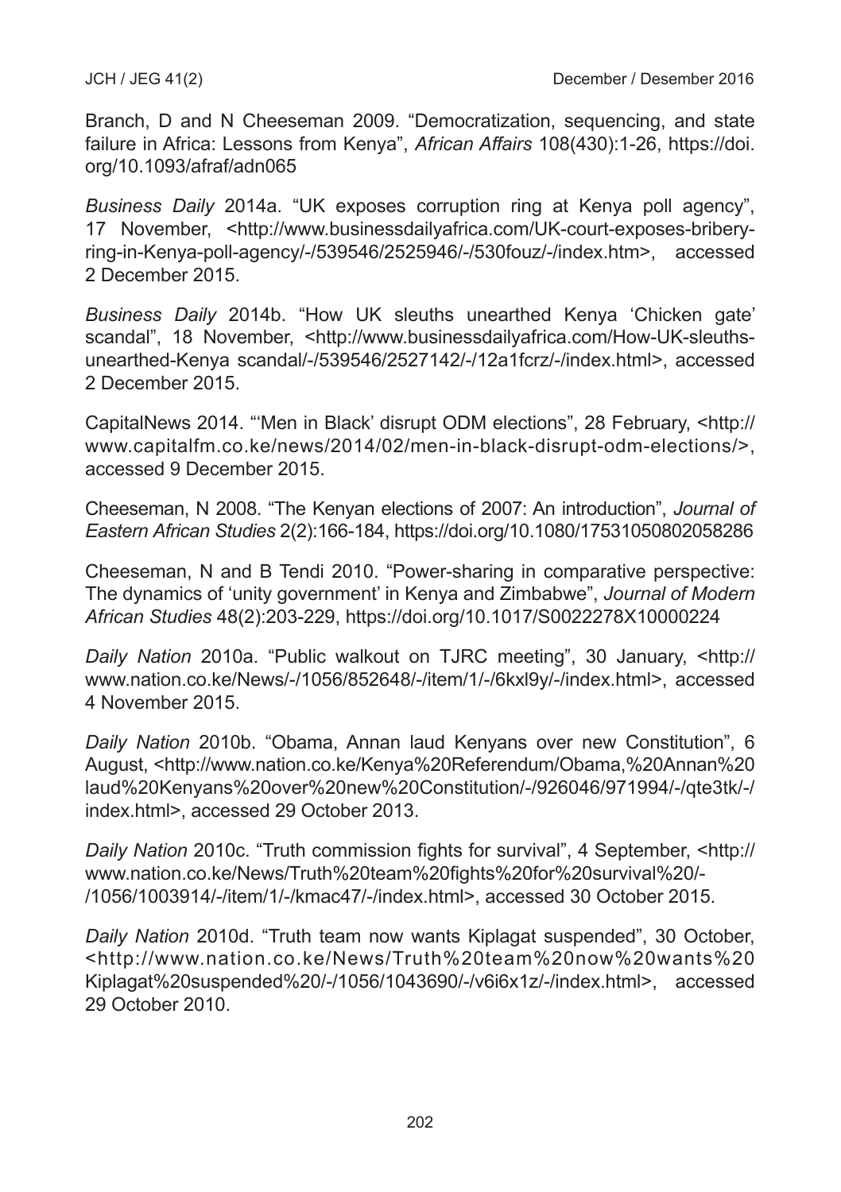Branch, D and N Cheeseman 2009. "Democratization, sequencing, and state failure in Africa: Lessons from Kenya", *African Affairs* 108(430):1-26, https://doi.org/10.1093/afraf/adn065

*Business Daily* 2014a. "UK exposes corruption ring at Kenya poll agency", 17 November, <http://www.businessdailyafrica.com/UK-court-exposes-bribery-ring-in-Kenya-poll-agency/-/539546/2525946/-/530fouz/-/index.htm>, accessed 2 December 2015.

*Business Daily* 2014b. "How UK sleuths unearthed Kenya 'Chicken gate' scandal", 18 November, <http://www.businessdailyafrica.com/How-UK-sleuths-unearthed-Kenya scandal/-/539546/2527142/-/12a1fcrz/-/index.html>, accessed 2 December 2015.

CapitalNews 2014. "'Men in Black' disrupt ODM elections", 28 February, <http://www.capitalfm.co.ke/news/2014/02/men-in-black-disrupt-odm-elections/>, accessed 9 December 2015.

Cheeseman, N 2008. "The Kenyan elections of 2007: An introduction", *Journal of Eastern African Studies* 2(2):166-184, https://doi.org/10.1080/17531050802058286

Cheeseman, N and B Tendi 2010. "Power-sharing in comparative perspective: The dynamics of 'unity government' in Kenya and Zimbabwe", *Journal of Modern African Studies* 48(2):203-229, https://doi.org/10.1017/S0022278X10000224

*Daily Nation* 2010a. "Public walkout on TJRC meeting", 30 January, <http://www.nation.co.ke/News/-/1056/852648/-/item/1/-/6kxl9y/-/index.html>, accessed 4 November 2015.

*Daily Nation* 2010b. "Obama, Annan laud Kenyans over new Constitution", 6 August, <http://www.nation.co.ke/Kenya%20Referendum/Obama,%20Annan%20laud%20Kenyans%20over%20new%20Constitution/-/926046/971994/-/qte3tk/-/index.html>, accessed 29 October 2013.

*Daily Nation* 2010c. "Truth commission fights for survival", 4 September, <http://www.nation.co.ke/News/Truth%20team%20fights%20for%20survival%20/-/1056/1003914/-/item/1/-/kmac47/-/index.html>, accessed 30 October 2015.

*Daily Nation* 2010d. "Truth team now wants Kiplagat suspended", 30 October, <http://www.nation.co.ke/News/Truth%20team%20now%20wants%20Kiplagat%20suspended%20/-/1056/1043690/-/v6i6x1z/-/index.html>, accessed 29 October 2010.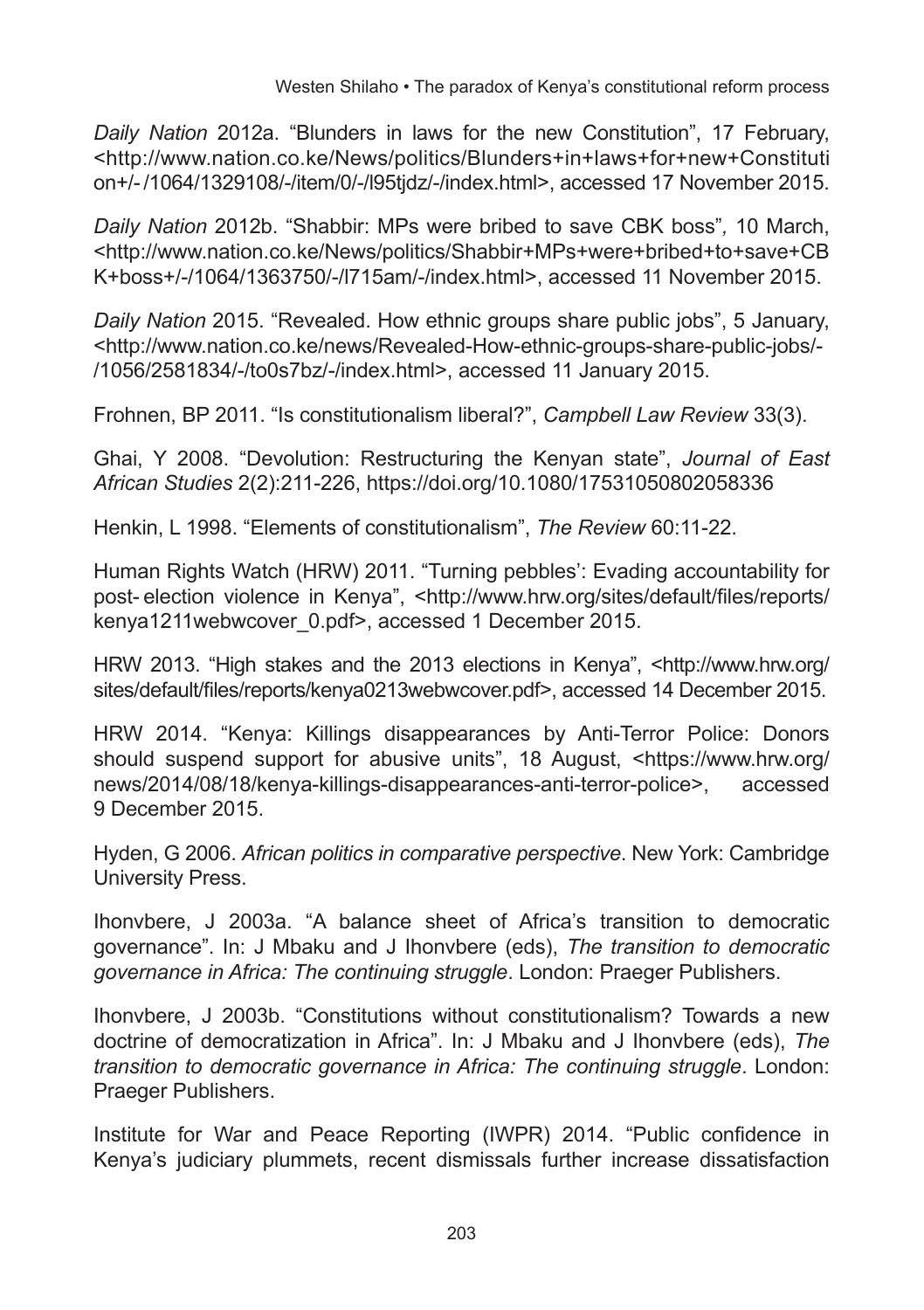*Daily Nation* 2012a. “Blunders in laws for the new Constitution”, 17 February, <http://www.nation.co.ke/News/politics/Blunders+in+laws+for+new+Constitution+/-/1064/1329108/-/item/0/-/l95tjdz/-/index.html>, accessed 17 November 2015.

*Daily Nation* 2012b. “Shabbir: MPs were bribed to save CBK boss”*,* 10 March, <http://www.nation.co.ke/News/politics/Shabbir+MPs+were+bribed+to+save+CBK+boss+/-/1064/1363750/-/l715am/-/index.html>, accessed 11 November 2015.

*Daily Nation* 2015. “Revealed. How ethnic groups share public jobs”, 5 January, <http://www.nation.co.ke/news/Revealed-How-ethnic-groups-share-public-jobs/-/1056/2581834/-/to0s7bz/-/index.html>, accessed 11 January 2015.

Frohnen, BP 2011. “Is constitutionalism liberal?”, *Campbell Law Review* 33(3).

Ghai, Y 2008. “Devolution: Restructuring the Kenyan state”, *Journal of East African Studies* 2(2):211-226, https://doi.org/10.1080/17531050802058336

Henkin, L 1998. “Elements of constitutionalism”, *The Review* 60:11-22.

Human Rights Watch (HRW) 2011. “Turning pebbles’: Evading accountability for post- election violence in Kenya”, <http://www.hrw.org/sites/default/files/reports/kenya1211webwcover_0.pdf>, accessed 1 December 2015.

HRW 2013. “High stakes and the 2013 elections in Kenya”, <http://www.hrw.org/sites/default/files/reports/kenya0213webwcover.pdf>, accessed 14 December 2015.

HRW 2014. “Kenya: Killings disappearances by Anti-Terror Police: Donors should suspend support for abusive units”, 18 August, <https://www.hrw.org/news/2014/08/18/kenya-killings-disappearances-anti-terror-police>, accessed 9 December 2015.

Hyden, G 2006. *African politics in comparative perspective*. New York: Cambridge University Press.

Ihonvbere, J 2003a. “A balance sheet of Africa’s transition to democratic governance”. In: J Mbaku and J Ihonvbere (eds), *The transition to democratic governance in Africa: The continuing struggle*. London: Praeger Publishers.

Ihonvbere, J 2003b. “Constitutions without constitutionalism? Towards a new doctrine of democratization in Africa”. In: J Mbaku and J Ihonvbere (eds), *The transition to democratic governance in Africa: The continuing struggle*. London: Praeger Publishers.

Institute for War and Peace Reporting (IWPR) 2014. “Public confidence in Kenya’s judiciary plummets, recent dismissals further increase dissatisfaction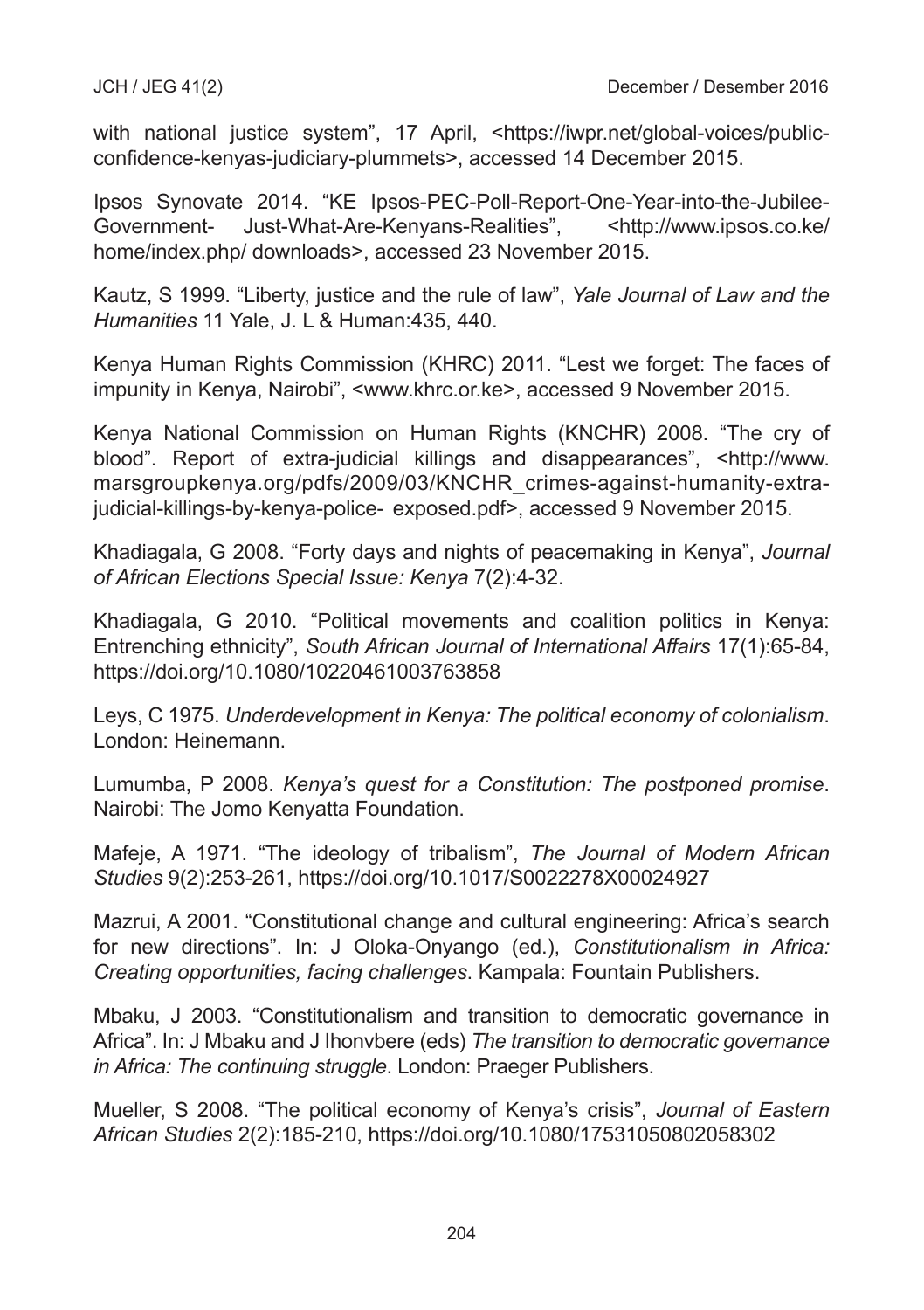with national justice system", 17 April, <https://iwpr.net/global-voices/public-confidence-kenyas-judiciary-plummets>, accessed 14 December 2015.

Ipsos Synovate 2014. "KE Ipsos-PEC-Poll-Report-One-Year-into-the-Jubilee-Government- Just-What-Are-Kenyans-Realities", <http://www.ipsos.co.ke/home/index.php/ downloads>, accessed 23 November 2015.

Kautz, S 1999. "Liberty, justice and the rule of law", *Yale Journal of Law and the Humanities* 11 Yale, J. L & Human:435, 440.

Kenya Human Rights Commission (KHRC) 2011. "Lest we forget: The faces of impunity in Kenya, Nairobi", <www.khrc.or.ke>, accessed 9 November 2015.

Kenya National Commission on Human Rights (KNCHR) 2008. "The cry of blood". Report of extra-judicial killings and disappearances", <http://www.marsgroupkenya.org/pdfs/2009/03/KNCHR_crimes-against-humanity-extra-judicial-killings-by-kenya-police- exposed.pdf>, accessed 9 November 2015.

Khadiagala, G 2008. "Forty days and nights of peacemaking in Kenya", *Journal of African Elections Special Issue: Kenya* 7(2):4-32.

Khadiagala, G 2010. "Political movements and coalition politics in Kenya: Entrenching ethnicity", *South African Journal of International Affairs* 17(1):65-84, https://doi.org/10.1080/10220461003763858

Leys, C 1975. *Underdevelopment in Kenya: The political economy of colonialism*. London: Heinemann.

Lumumba, P 2008. *Kenya's quest for a Constitution: The postponed promise*. Nairobi: The Jomo Kenyatta Foundation.

Mafeje, A 1971. "The ideology of tribalism", *The Journal of Modern African Studies* 9(2):253-261, https://doi.org/10.1017/S0022278X00024927

Mazrui, A 2001. "Constitutional change and cultural engineering: Africa's search for new directions". In: J Oloka-Onyango (ed.), *Constitutionalism in Africa: Creating opportunities, facing challenges*. Kampala: Fountain Publishers.

Mbaku, J 2003. "Constitutionalism and transition to democratic governance in Africa". In: J Mbaku and J Ihonvbere (eds) *The transition to democratic governance in Africa: The continuing struggle*. London: Praeger Publishers.

Mueller, S 2008. "The political economy of Kenya's crisis", *Journal of Eastern African Studies* 2(2):185-210, https://doi.org/10.1080/17531050802058302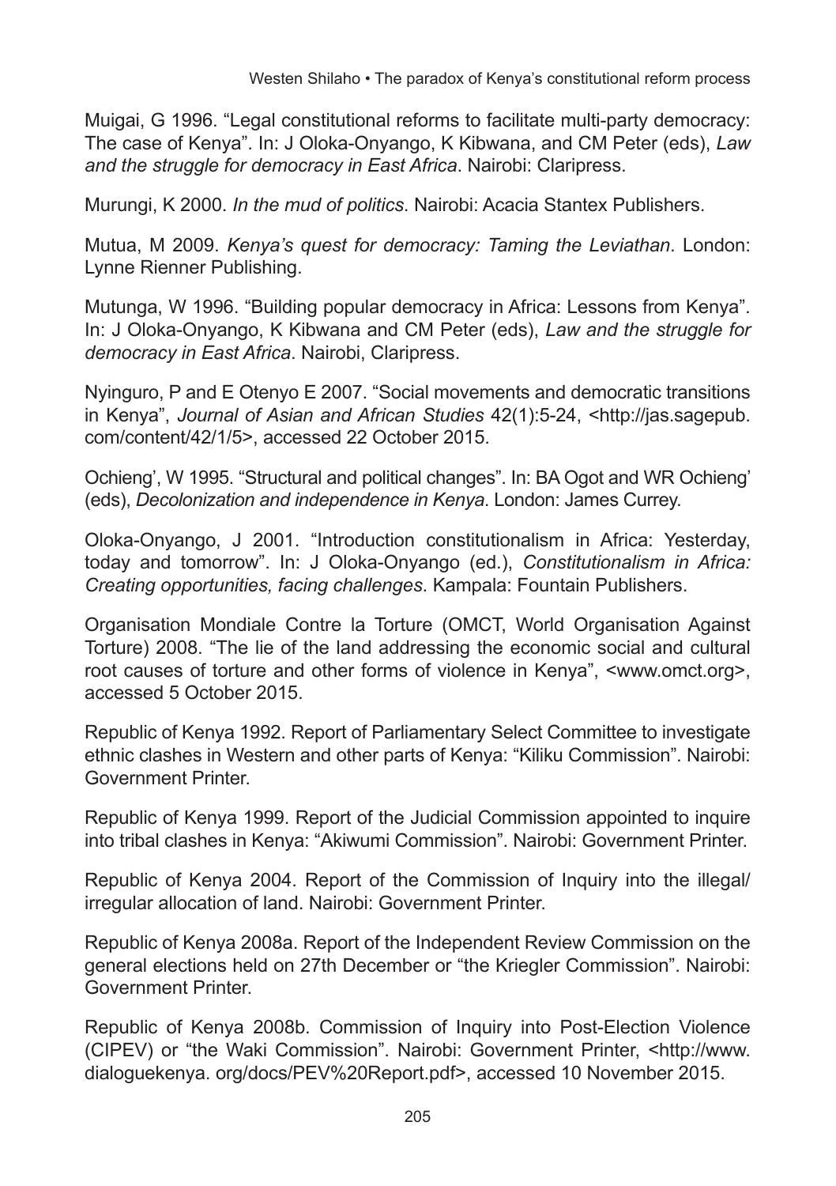Muigai, G 1996. "Legal constitutional reforms to facilitate multi-party democracy: The case of Kenya". In: J Oloka-Onyango, K Kibwana, and CM Peter (eds), *Law and the struggle for democracy in East Africa*. Nairobi: Claripress.

Murungi, K 2000. *In the mud of politics*. Nairobi: Acacia Stantex Publishers.

Mutua, M 2009. *Kenya's quest for democracy: Taming the Leviathan*. London: Lynne Rienner Publishing.

Mutunga, W 1996. "Building popular democracy in Africa: Lessons from Kenya". In: J Oloka-Onyango, K Kibwana and CM Peter (eds), *Law and the struggle for democracy in East Africa*. Nairobi, Claripress.

Nyinguro, P and E Otenyo E 2007. "Social movements and democratic transitions in Kenya", *Journal of Asian and African Studies* 42(1):5-24, <http://jas.sagepub.com/content/42/1/5>, accessed 22 October 2015.

Ochieng', W 1995. "Structural and political changes". In: BA Ogot and WR Ochieng' (eds), *Decolonization and independence in Kenya*. London: James Currey.

Oloka-Onyango, J 2001. "Introduction constitutionalism in Africa: Yesterday, today and tomorrow". In: J Oloka-Onyango (ed.), *Constitutionalism in Africa: Creating opportunities, facing challenges*. Kampala: Fountain Publishers.

Organisation Mondiale Contre la Torture (OMCT, World Organisation Against Torture) 2008. "The lie of the land addressing the economic social and cultural root causes of torture and other forms of violence in Kenya", <www.omct.org>, accessed 5 October 2015.

Republic of Kenya 1992. Report of Parliamentary Select Committee to investigate ethnic clashes in Western and other parts of Kenya: "Kiliku Commission". Nairobi: Government Printer.

Republic of Kenya 1999. Report of the Judicial Commission appointed to inquire into tribal clashes in Kenya: "Akiwumi Commission". Nairobi: Government Printer.

Republic of Kenya 2004. Report of the Commission of Inquiry into the illegal/irregular allocation of land. Nairobi: Government Printer.

Republic of Kenya 2008a. Report of the Independent Review Commission on the general elections held on 27th December or "the Kriegler Commission". Nairobi: Government Printer.

Republic of Kenya 2008b. Commission of Inquiry into Post-Election Violence (CIPEV) or "the Waki Commission". Nairobi: Government Printer, <http://www.dialoguekenya. org/docs/PEV%20Report.pdf>, accessed 10 November 2015.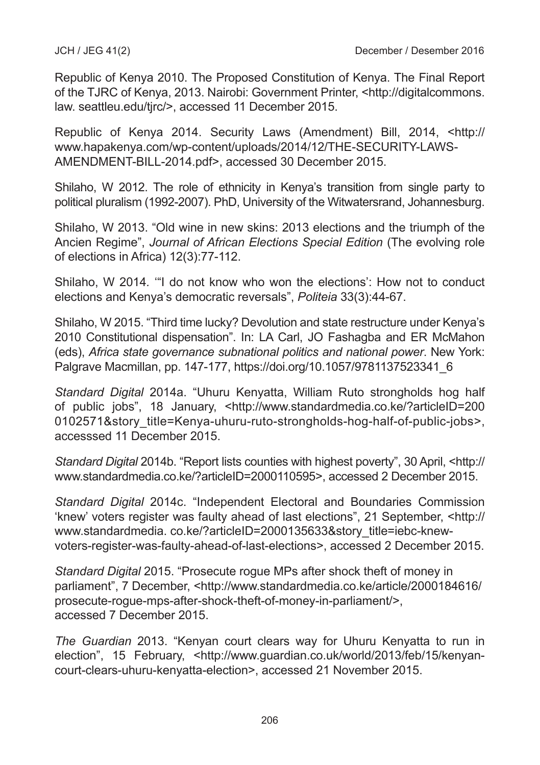Republic of Kenya 2010. The Proposed Constitution of Kenya. The Final Report of the TJRC of Kenya, 2013. Nairobi: Government Printer, <http://digitalcommons.law. seattleu.edu/tjrc/>, accessed 11 December 2015.

Republic of Kenya 2014. Security Laws (Amendment) Bill, 2014, <http://www.hapakenya.com/wp-content/uploads/2014/12/THE-SECURITY-LAWS-AMENDMENT-BILL-2014.pdf>, accessed 30 December 2015.

Shilaho, W 2012. The role of ethnicity in Kenya's transition from single party to political pluralism (1992-2007). PhD, University of the Witwatersrand, Johannesburg.

Shilaho, W 2013. "Old wine in new skins: 2013 elections and the triumph of the Ancien Regime", *Journal of African Elections Special Edition* (The evolving role of elections in Africa) 12(3):77-112.

Shilaho, W 2014. '"I do not know who won the elections': How not to conduct elections and Kenya's democratic reversals", *Politeia* 33(3):44-67.

Shilaho, W 2015. "Third time lucky? Devolution and state restructure under Kenya's 2010 Constitutional dispensation". In: LA Carl, JO Fashagba and ER McMahon (eds), *Africa state governance subnational politics and national power*. New York: Palgrave Macmillan, pp. 147-177, https://doi.org/10.1057/9781137523341_6

*Standard Digital* 2014a. "Uhuru Kenyatta, William Ruto strongholds hog half of public jobs", 18 January, <http://www.standardmedia.co.ke/?articleID=2000102571&story_title=Kenya-uhuru-ruto-strongholds-hog-half-of-public-jobs>, accesssed 11 December 2015.

*Standard Digital* 2014b. "Report lists counties with highest poverty", 30 April, <http://www.standardmedia.co.ke/?articleID=2000110595>, accessed 2 December 2015.

*Standard Digital* 2014c. "Independent Electoral and Boundaries Commission 'knew' voters register was faulty ahead of last elections", 21 September, <http://www.standardmedia. co.ke/?articleID=2000135633&story_title=iebc-knew-voters-register-was-faulty-ahead-of-last-elections>, accessed 2 December 2015.

*Standard Digital* 2015. "Prosecute rogue MPs after shock theft of money in parliament", 7 December, <http://www.standardmedia.co.ke/article/2000184616/prosecute-rogue-mps-after-shock-theft-of-money-in-parliament/>, accessed 7 December 2015.

*The Guardian* 2013. "Kenyan court clears way for Uhuru Kenyatta to run in election", 15 February, <http://www.guardian.co.uk/world/2013/feb/15/kenyan-court-clears-uhuru-kenyatta-election>, accessed 21 November 2015.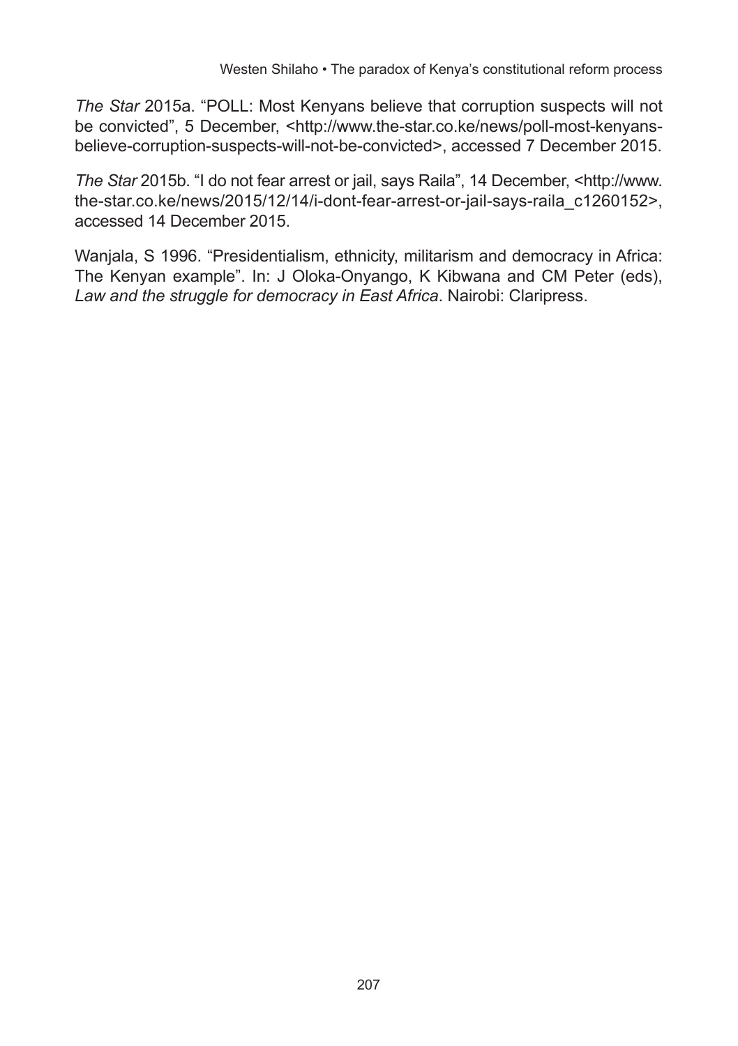*The Star* 2015a. "POLL: Most Kenyans believe that corruption suspects will not be convicted", 5 December, <http://www.the-star.co.ke/news/poll-most-kenyans-believe-corruption-suspects-will-not-be-convicted>, accessed 7 December 2015.

*The Star* 2015b. "I do not fear arrest or jail, says Raila", 14 December, <http://www.the-star.co.ke/news/2015/12/14/i-dont-fear-arrest-or-jail-says-raila_c1260152>, accessed 14 December 2015.

Wanjala, S 1996. "Presidentialism, ethnicity, militarism and democracy in Africa: The Kenyan example". In: J Oloka-Onyango, K Kibwana and CM Peter (eds), *Law and the struggle for democracy in East Africa*. Nairobi: Claripress.